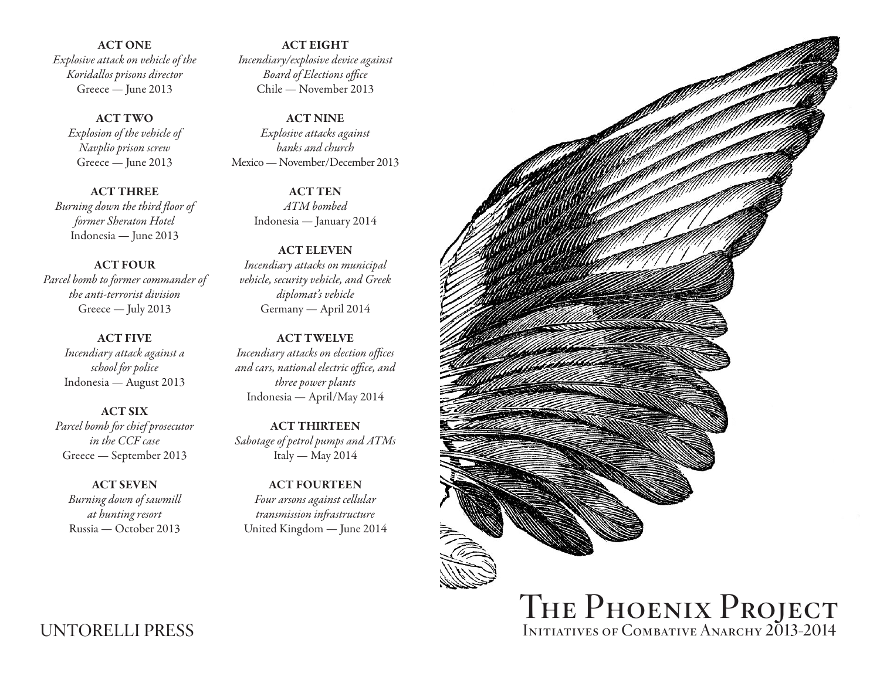# The Phoenix Project

## Initiatives of Combative Anarchy 2013–2014

**ACT ONE**
*Explosive attack on vehicle of the Koridallos prisons director*
Greece — June 2013

**ACT TWO**
*Explosion of the vehicle of Navplio prison screw*
Greece — June 2013

**ACT THREE**
*Burning down the third floor of former Sheraton Hotel*
Indonesia — June 2013

**ACT FOUR**
*Parcel bomb to former commander of the anti-terrorist division*
Greece — July 2013

**ACT FIVE**
*Incendiary attack against a school for police*
Indonesia — August 2013

**ACT SIX**
*Parcel bomb for chief prosecutor in the CCF case*
Greece — September 2013

**ACT SEVEN**
*Burning down of sawmill at hunting resort*
Russia — October 2013

**ACT EIGHT**
*Incendiary/explosive device against Board of Elections office*
Chile — November 2013

**ACT NINE**
*Explosive attacks against banks and church*
Mexico — November/December 2013

**ACT TEN**
*ATM bombed*
Indonesia — January 2014

**ACT ELEVEN**
*Incendiary attacks on municipal vehicle, security vehicle, and Greek diplomat's vehicle*
Germany — April 2014

**ACT TWELVE**
*Incendiary attacks on election offices and cars, national electric office, and three power plants*
Indonesia — April/May 2014

**ACT THIRTEEN**
*Sabotage of petrol pumps and ATMs*
Italy — May 2014

**ACT FOURTEEN**
*Four arsons against cellular transmission infrastructure*
United Kingdom — June 2014

UNTORELLI PRESS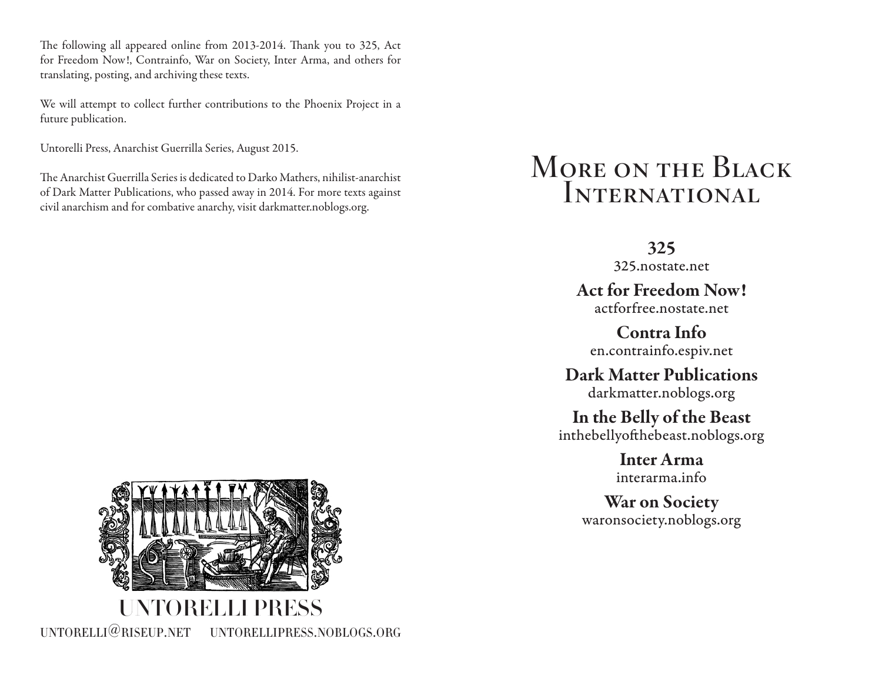The following all appeared online from 2013-2014. Thank you to 325, Act for Freedom Now!, Contrainfo, War on Society, Inter Arma, and others for translating, posting, and archiving these texts.

We will attempt to collect further contributions to the Phoenix Project in a future publication.

Untorelli Press, Anarchist Guerrilla Series, August 2015.

The Anarchist Guerrilla Series is dedicated to Darko Mathers, nihilist-anarchist of Dark Matter Publications, who passed away in 2014. For more texts against civil anarchism and for combative anarchy, visit darkmatter.noblogs.org.

UNTORELLI PRESS

UNTORELLI@RISEUP.NET UNTORELLIPRESS.NOBLOGS.ORG

# More on the Black International

**325**
325.nostate.net

**Act for Freedom Now!**
actforfree.nostate.net

**Contra Info**
en.contrainfo.espiv.net

**Dark Matter Publications**
darkmatter.noblogs.org

**In the Belly of the Beast**
inthebellyofthebeast.noblogs.org

**Inter Arma**
interarma.info

**War on Society**
waronsociety.noblogs.org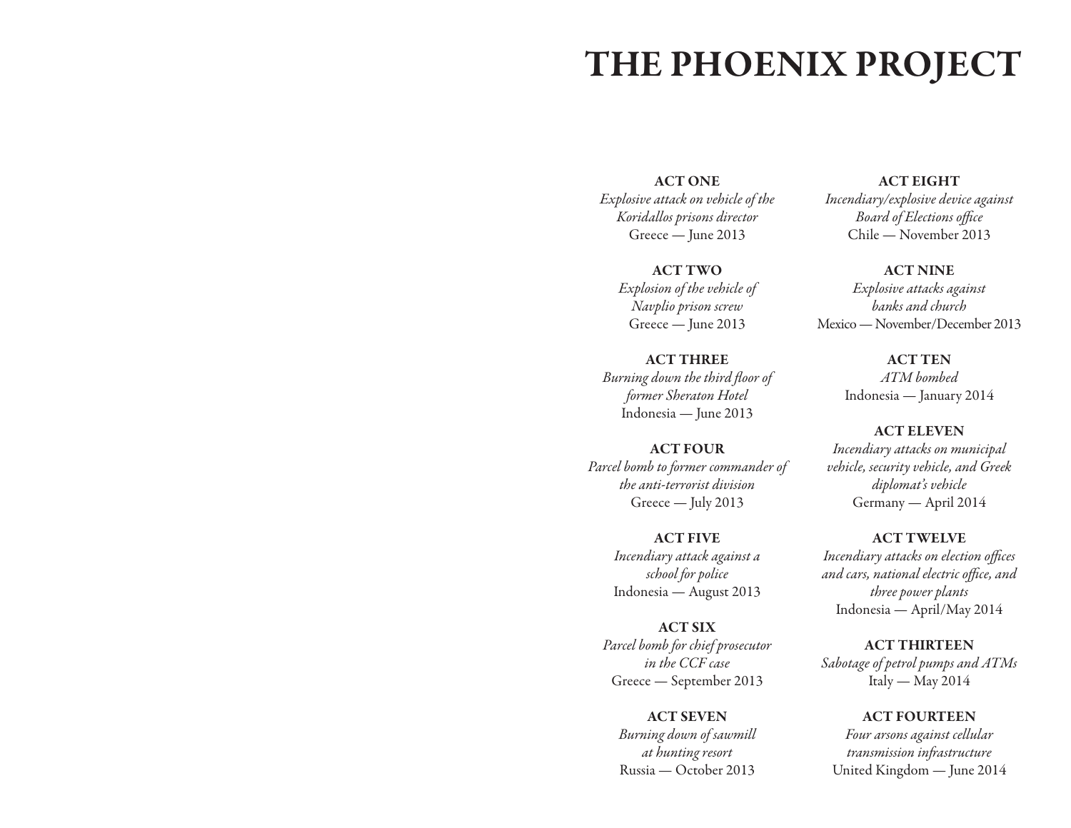# THE PHOENIX PROJECT

**ACT ONE**
*Explosive attack on vehicle of the Koridallos prisons director*
Greece — June 2013

**ACT TWO**
*Explosion of the vehicle of Navplio prison screw*
Greece — June 2013

**ACT THREE**
*Burning down the third floor of former Sheraton Hotel*
Indonesia — June 2013

**ACT FOUR**
*Parcel bomb to former commander of the anti-terrorist division*
Greece — July 2013

**ACT FIVE**
*Incendiary attack against a school for police*
Indonesia — August 2013

**ACT SIX**
*Parcel bomb for chief prosecutor in the CCF case*
Greece — September 2013

**ACT SEVEN**
*Burning down of sawmill at hunting resort*
Russia — October 2013

**ACT EIGHT**
*Incendiary/explosive device against Board of Elections office*
Chile — November 2013

**ACT NINE**
*Explosive attacks against banks and church*
Mexico — November/December 2013

**ACT TEN**
*ATM bombed*
Indonesia — January 2014

**ACT ELEVEN**
*Incendiary attacks on municipal vehicle, security vehicle, and Greek diplomat's vehicle*
Germany — April 2014

**ACT TWELVE**
*Incendiary attacks on election offices and cars, national electric office, and three power plants*
Indonesia — April/May 2014

**ACT THIRTEEN**
*Sabotage of petrol pumps and ATMs*
Italy — May 2014

**ACT FOURTEEN**
*Four arsons against cellular transmission infrastructure*
United Kingdom — June 2014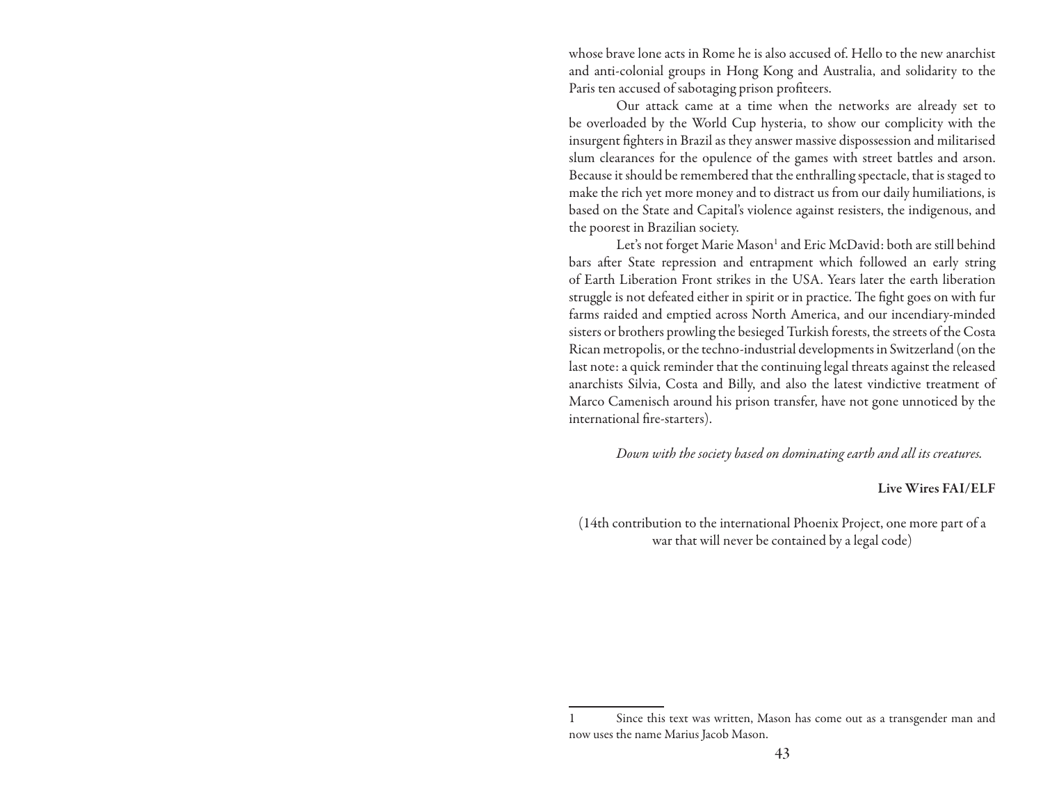whose brave lone acts in Rome he is also accused of. Hello to the new anarchist and anti-colonial groups in Hong Kong and Australia, and solidarity to the Paris ten accused of sabotaging prison profiteers.

Our attack came at a time when the networks are already set to be overloaded by the World Cup hysteria, to show our complicity with the insurgent fighters in Brazil as they answer massive dispossession and militarised slum clearances for the opulence of the games with street battles and arson. Because it should be remembered that the enthralling spectacle, that is staged to make the rich yet more money and to distract us from our daily humiliations, is based on the State and Capital's violence against resisters, the indigenous, and the poorest in Brazilian society.

Let's not forget Marie Mason[1] and Eric McDavid: both are still behind bars after State repression and entrapment which followed an early string of Earth Liberation Front strikes in the USA. Years later the earth liberation struggle is not defeated either in spirit or in practice. The fight goes on with fur farms raided and emptied across North America, and our incendiary-minded sisters or brothers prowling the besieged Turkish forests, the streets of the Costa Rican metropolis, or the techno-industrial developments in Switzerland (on the last note: a quick reminder that the continuing legal threats against the released anarchists Silvia, Costa and Billy, and also the latest vindictive treatment of Marco Camenisch around his prison transfer, have not gone unnoticed by the international fire-starters).

*Down with the society based on dominating earth and all its creatures.*

**Live Wires FAI/ELF**

(14th contribution to the international Phoenix Project, one more part of a war that will never be contained by a legal code)

---

1 Since this text was written, Mason has come out as a transgender man and now uses the name Marius Jacob Mason.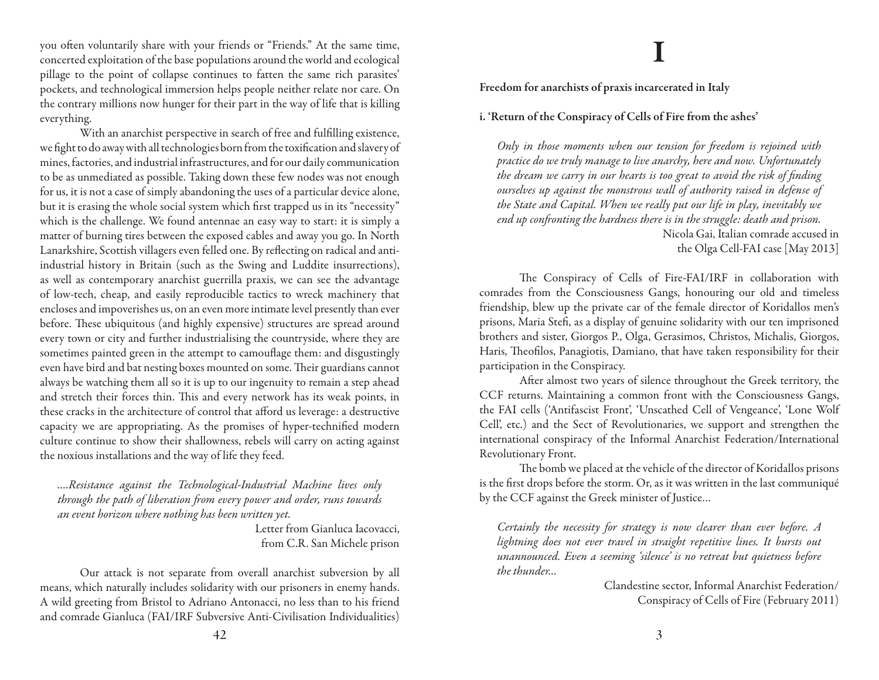you often voluntarily share with your friends or "Friends." At the same time, concerted exploitation of the base populations around the world and ecological pillage to the point of collapse continues to fatten the same rich parasites' pockets, and technological immersion helps people neither relate nor care. On the contrary millions now hunger for their part in the way of life that is killing everything.

With an anarchist perspective in search of free and fulfilling existence, we fight to do away with all technologies born from the toxification and slavery of mines, factories, and industrial infrastructures, and for our daily communication to be as unmediated as possible. Taking down these few nodes was not enough for us, it is not a case of simply abandoning the uses of a particular device alone, but it is erasing the whole social system which first trapped us in its "necessity" which is the challenge. We found antennae an easy way to start: it is simply a matter of burning tires between the exposed cables and away you go. In North Lanarkshire, Scottish villagers even felled one. By reflecting on radical and anti-industrial history in Britain (such as the Swing and Luddite insurrections), as well as contemporary anarchist guerrilla praxis, we can see the advantage of low-tech, cheap, and easily reproducible tactics to wreck machinery that encloses and impoverishes us, on an even more intimate level presently than ever before. These ubiquitous (and highly expensive) structures are spread around every town or city and further industrialising the countryside, where they are sometimes painted green in the attempt to camouflage them: and disgustingly even have bird and bat nesting boxes mounted on some. Their guardians cannot always be watching them all so it is up to our ingenuity to remain a step ahead and stretch their forces thin. This and every network has its weak points, in these cracks in the architecture of control that afford us leverage: a destructive capacity we are appropriating. As the promises of hyper-technified modern culture continue to show their shallowness, rebels will carry on acting against the noxious installations and the way of life they feed.

> *....Resistance against the Technological-Industrial Machine lives only through the path of liberation from every power and order, runs towards an event horizon where nothing has been written yet.*
>
> Letter from Gianluca Iacovacci, from C.R. San Michele prison

Our attack is not separate from overall anarchist subversion by all means, which naturally includes solidarity with our prisoners in enemy hands. A wild greeting from Bristol to Adriano Antonacci, no less than to his friend and comrade Gianluca (FAI/IRF Subversive Anti-Civilisation Individualities)

# I

**Freedom for anarchists of praxis incarcerated in Italy**

**i. 'Return of the Conspiracy of Cells of Fire from the ashes'**

> *Only in those moments when our tension for freedom is rejoined with practice do we truly manage to live anarchy, here and now. Unfortunately the dream we carry in our hearts is too great to avoid the risk of finding ourselves up against the monstrous wall of authority raised in defense of the State and Capital. When we really put our life in play, inevitably we end up confronting the hardness there is in the struggle: death and prison.*
>
> Nicola Gai, Italian comrade accused in the Olga Cell-FAI case [May 2013]

The Conspiracy of Cells of Fire-FAI/IRF in collaboration with comrades from the Consciousness Gangs, honouring our old and timeless friendship, blew up the private car of the female director of Koridallos men's prisons, Maria Stefi, as a display of genuine solidarity with our ten imprisoned brothers and sister, Giorgos P., Olga, Gerasimos, Christos, Michalis, Giorgos, Haris, Theofilos, Panagiotis, Damiano, that have taken responsibility for their participation in the Conspiracy.

After almost two years of silence throughout the Greek territory, the CCF returns. Maintaining a common front with the Consciousness Gangs, the FAI cells ('Antifascist Front', 'Unscathed Cell of Vengeance', 'Lone Wolf Cell', etc.) and the Sect of Revolutionaries, we support and strengthen the international conspiracy of the Informal Anarchist Federation/International Revolutionary Front.

The bomb we placed at the vehicle of the director of Koridallos prisons is the first drops before the storm. Or, as it was written in the last communiqué by the CCF against the Greek minister of Justice...

> *Certainly the necessity for strategy is now clearer than ever before. A lightning does not ever travel in straight repetitive lines. It bursts out unannounced. Even a seeming 'silence' is no retreat but quietness before the thunder...*
>
> Clandestine sector, Informal Anarchist Federation/ Conspiracy of Cells of Fire (February 2011)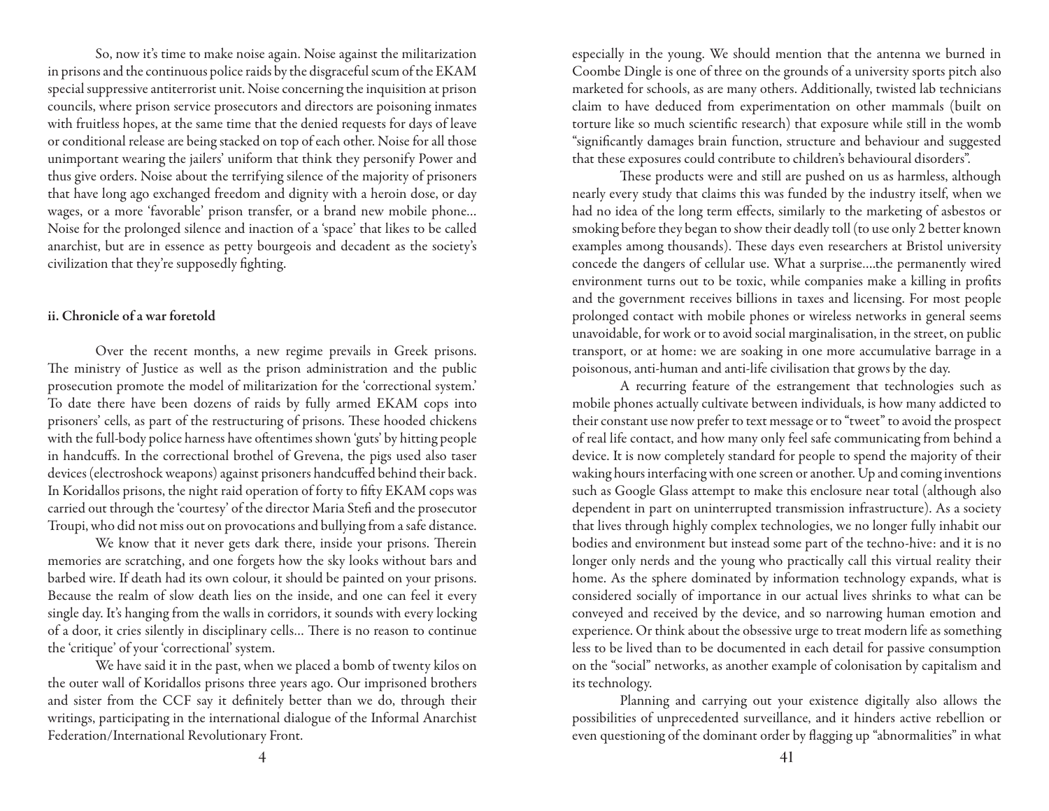So, now it's time to make noise again. Noise against the militarization in prisons and the continuous police raids by the disgraceful scum of the EKAM special suppressive antiterrorist unit. Noise concerning the inquisition at prison councils, where prison service prosecutors and directors are poisoning inmates with fruitless hopes, at the same time that the denied requests for days of leave or conditional release are being stacked on top of each other. Noise for all those unimportant wearing the jailers' uniform that think they personify Power and thus give orders. Noise about the terrifying silence of the majority of prisoners that have long ago exchanged freedom and dignity with a heroin dose, or day wages, or a more 'favorable' prison transfer, or a brand new mobile phone… Noise for the prolonged silence and inaction of a 'space' that likes to be called anarchist, but are in essence as petty bourgeois and decadent as the society's civilization that they're supposedly fighting.

### ii. Chronicle of a war foretold

Over the recent months, a new regime prevails in Greek prisons. The ministry of Justice as well as the prison administration and the public prosecution promote the model of militarization for the 'correctional system.' To date there have been dozens of raids by fully armed EKAM cops into prisoners' cells, as part of the restructuring of prisons. These hooded chickens with the full-body police harness have oftentimes shown 'guts' by hitting people in handcuffs. In the correctional brothel of Grevena, the pigs used also taser devices (electroshock weapons) against prisoners handcuffed behind their back. In Koridallos prisons, the night raid operation of forty to fifty EKAM cops was carried out through the 'courtesy' of the director Maria Stefi and the prosecutor Troupi, who did not miss out on provocations and bullying from a safe distance.

We know that it never gets dark there, inside your prisons. Therein memories are scratching, and one forgets how the sky looks without bars and barbed wire. If death had its own colour, it should be painted on your prisons. Because the realm of slow death lies on the inside, and one can feel it every single day. It's hanging from the walls in corridors, it sounds with every locking of a door, it cries silently in disciplinary cells… There is no reason to continue the 'critique' of your 'correctional' system.

We have said it in the past, when we placed a bomb of twenty kilos on the outer wall of Koridallos prisons three years ago. Our imprisoned brothers and sister from the CCF say it definitely better than we do, through their writings, participating in the international dialogue of the Informal Anarchist Federation/International Revolutionary Front.

especially in the young. We should mention that the antenna we burned in Coombe Dingle is one of three on the grounds of a university sports pitch also marketed for schools, as are many others. Additionally, twisted lab technicians claim to have deduced from experimentation on other mammals (built on torture like so much scientific research) that exposure while still in the womb "significantly damages brain function, structure and behaviour and suggested that these exposures could contribute to children's behavioural disorders".

These products were and still are pushed on us as harmless, although nearly every study that claims this was funded by the industry itself, when we had no idea of the long term effects, similarly to the marketing of asbestos or smoking before they began to show their deadly toll (to use only 2 better known examples among thousands). These days even researchers at Bristol university concede the dangers of cellular use. What a surprise….the permanently wired environment turns out to be toxic, while companies make a killing in profits and the government receives billions in taxes and licensing. For most people prolonged contact with mobile phones or wireless networks in general seems unavoidable, for work or to avoid social marginalisation, in the street, on public transport, or at home: we are soaking in one more accumulative barrage in a poisonous, anti-human and anti-life civilisation that grows by the day.

A recurring feature of the estrangement that technologies such as mobile phones actually cultivate between individuals, is how many addicted to their constant use now prefer to text message or to "tweet" to avoid the prospect of real life contact, and how many only feel safe communicating from behind a device. It is now completely standard for people to spend the majority of their waking hours interfacing with one screen or another. Up and coming inventions such as Google Glass attempt to make this enclosure near total (although also dependent in part on uninterrupted transmission infrastructure). As a society that lives through highly complex technologies, we no longer fully inhabit our bodies and environment but instead some part of the techno-hive: and it is no longer only nerds and the young who practically call this virtual reality their home. As the sphere dominated by information technology expands, what is considered socially of importance in our actual lives shrinks to what can be conveyed and received by the device, and so narrowing human emotion and experience. Or think about the obsessive urge to treat modern life as something less to be lived than to be documented in each detail for passive consumption on the "social" networks, as another example of colonisation by capitalism and its technology.

Planning and carrying out your existence digitally also allows the possibilities of unprecedented surveillance, and it hinders active rebellion or even questioning of the dominant order by flagging up "abnormalities" in what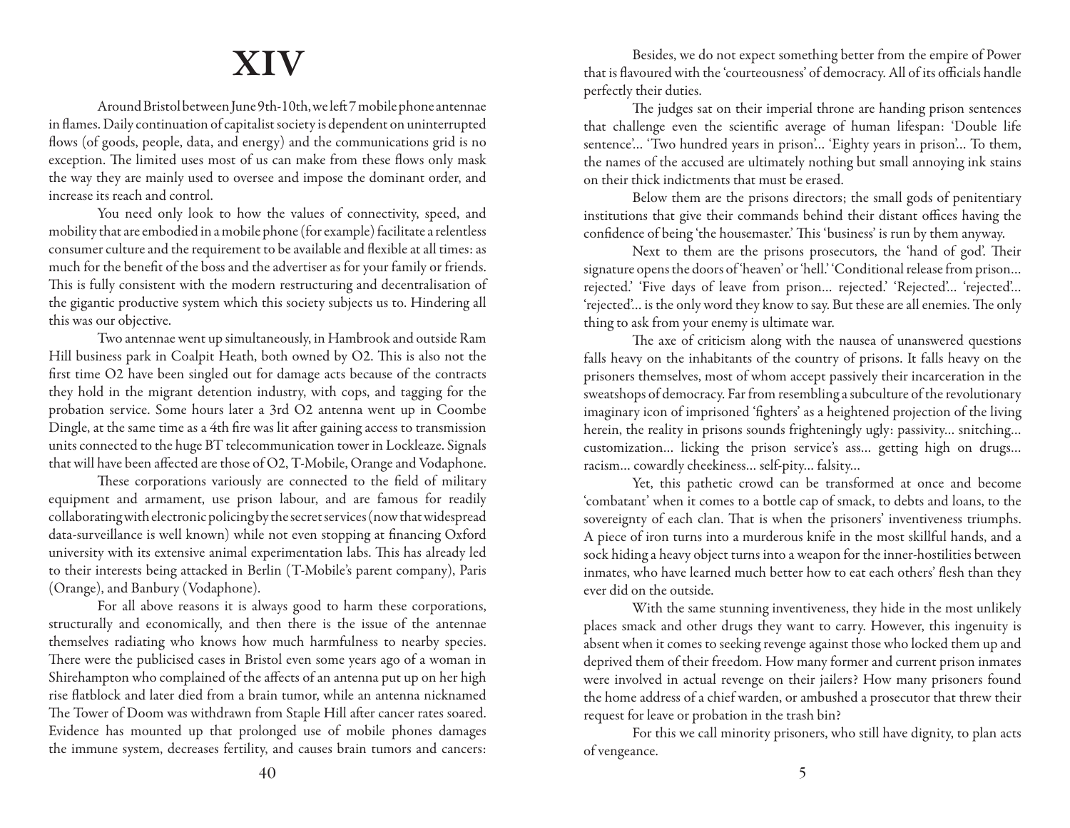# XIV

Around Bristol between June 9th-10th, we left 7 mobile phone antennae in flames. Daily continuation of capitalist society is dependent on uninterrupted flows (of goods, people, data, and energy) and the communications grid is no exception. The limited uses most of us can make from these flows only mask the way they are mainly used to oversee and impose the dominant order, and increase its reach and control.

You need only look to how the values of connectivity, speed, and mobility that are embodied in a mobile phone (for example) facilitate a relentless consumer culture and the requirement to be available and flexible at all times: as much for the benefit of the boss and the advertiser as for your family or friends. This is fully consistent with the modern restructuring and decentralisation of the gigantic productive system which this society subjects us to. Hindering all this was our objective.

Two antennae went up simultaneously, in Hambrook and outside Ram Hill business park in Coalpit Heath, both owned by O2. This is also not the first time O2 have been singled out for damage acts because of the contracts they hold in the migrant detention industry, with cops, and tagging for the probation service. Some hours later a 3rd O2 antenna went up in Coombe Dingle, at the same time as a 4th fire was lit after gaining access to transmission units connected to the huge BT telecommunication tower in Lockleaze. Signals that will have been affected are those of O2, T-Mobile, Orange and Vodaphone.

These corporations variously are connected to the field of military equipment and armament, use prison labour, and are famous for readily collaborating with electronic policing by the secret services (now that widespread data-surveillance is well known) while not even stopping at financing Oxford university with its extensive animal experimentation labs. This has already led to their interests being attacked in Berlin (T-Mobile's parent company), Paris (Orange), and Banbury (Vodaphone).

For all above reasons it is always good to harm these corporations, structurally and economically, and then there is the issue of the antennae themselves radiating who knows how much harmfulness to nearby species. There were the publicised cases in Bristol even some years ago of a woman in Shirehampton who complained of the affects of an antenna put up on her high rise flatblock and later died from a brain tumor, while an antenna nicknamed The Tower of Doom was withdrawn from Staple Hill after cancer rates soared. Evidence has mounted up that prolonged use of mobile phones damages the immune system, decreases fertility, and causes brain tumors and cancers:

Besides, we do not expect something better from the empire of Power that is flavoured with the 'courteousness' of democracy. All of its officials handle perfectly their duties.

The judges sat on their imperial throne are handing prison sentences that challenge even the scientific average of human lifespan: 'Double life sentence'... 'Two hundred years in prison'... 'Eighty years in prison'... To them, the names of the accused are ultimately nothing but small annoying ink stains on their thick indictments that must be erased.

Below them are the prisons directors; the small gods of penitentiary institutions that give their commands behind their distant offices having the confidence of being 'the housemaster.' This 'business' is run by them anyway.

Next to them are the prisons prosecutors, the 'hand of god'. Their signature opens the doors of 'heaven' or 'hell.' 'Conditional release from prison... rejected.' 'Five days of leave from prison... rejected.' 'Rejected'... 'rejected'... 'rejected'... is the only word they know to say. But these are all enemies. The only thing to ask from your enemy is ultimate war.

The axe of criticism along with the nausea of unanswered questions falls heavy on the inhabitants of the country of prisons. It falls heavy on the prisoners themselves, most of whom accept passively their incarceration in the sweatshops of democracy. Far from resembling a subculture of the revolutionary imaginary icon of imprisoned 'fighters' as a heightened projection of the living herein, the reality in prisons sounds frighteningly ugly: passivity... snitching... customization... licking the prison service's ass... getting high on drugs... racism... cowardly cheekiness... self-pity... falsity...

Yet, this pathetic crowd can be transformed at once and become 'combatant' when it comes to a bottle cap of smack, to debts and loans, to the sovereignty of each clan. That is when the prisoners' inventiveness triumphs. A piece of iron turns into a murderous knife in the most skillful hands, and a sock hiding a heavy object turns into a weapon for the inner-hostilities between inmates, who have learned much better how to eat each others' flesh than they ever did on the outside.

With the same stunning inventiveness, they hide in the most unlikely places smack and other drugs they want to carry. However, this ingenuity is absent when it comes to seeking revenge against those who locked them up and deprived them of their freedom. How many former and current prison inmates were involved in actual revenge on their jailers? How many prisoners found the home address of a chief warden, or ambushed a prosecutor that threw their request for leave or probation in the trash bin?

For this we call minority prisoners, who still have dignity, to plan acts of vengeance.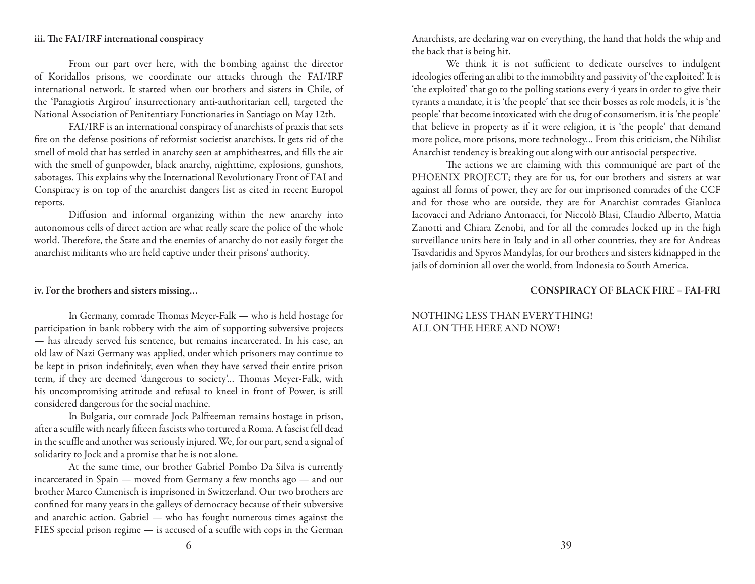### iii. The FAI/IRF international conspiracy

From our part over here, with the bombing against the director of Koridallos prisons, we coordinate our attacks through the FAI/IRF international network. It started when our brothers and sisters in Chile, of the 'Panagiotis Argirou' insurrectionary anti-authoritarian cell, targeted the National Association of Penitentiary Functionaries in Santiago on May 12th.

FAI/IRF is an international conspiracy of anarchists of praxis that sets fire on the defense positions of reformist societist anarchists. It gets rid of the smell of mold that has settled in anarchy seen at amphitheatres, and fills the air with the smell of gunpowder, black anarchy, nighttime, explosions, gunshots, sabotages. This explains why the International Revolutionary Front of FAI and Conspiracy is on top of the anarchist dangers list as cited in recent Europol reports.

Diffusion and informal organizing within the new anarchy into autonomous cells of direct action are what really scare the police of the whole world. Therefore, the State and the enemies of anarchy do not easily forget the anarchist militants who are held captive under their prisons' authority.

### iv. For the brothers and sisters missing...

In Germany, comrade Thomas Meyer-Falk — who is held hostage for participation in bank robbery with the aim of supporting subversive projects — has already served his sentence, but remains incarcerated. In his case, an old law of Nazi Germany was applied, under which prisoners may continue to be kept in prison indefinitely, even when they have served their entire prison term, if they are deemed 'dangerous to society'... Thomas Meyer-Falk, with his uncompromising attitude and refusal to kneel in front of Power, is still considered dangerous for the social machine.

In Bulgaria, our comrade Jock Palfreeman remains hostage in prison, after a scuffle with nearly fifteen fascists who tortured a Roma. A fascist fell dead in the scuffle and another was seriously injured. We, for our part, send a signal of solidarity to Jock and a promise that he is not alone.

At the same time, our brother Gabriel Pombo Da Silva is currently incarcerated in Spain — moved from Germany a few months ago — and our brother Marco Camenisch is imprisoned in Switzerland. Our two brothers are confined for many years in the galleys of democracy because of their subversive and anarchic action. Gabriel — who has fought numerous times against the FIES special prison regime — is accused of a scuffle with cops in the German

Anarchists, are declaring war on everything, the hand that holds the whip and the back that is being hit.

We think it is not sufficient to dedicate ourselves to indulgent ideologies offering an alibi to the immobility and passivity of 'the exploited'. It is 'the exploited' that go to the polling stations every 4 years in order to give their tyrants a mandate, it is 'the people' that see their bosses as role models, it is 'the people' that become intoxicated with the drug of consumerism, it is 'the people' that believe in property as if it were religion, it is 'the people' that demand more police, more prisons, more technology... From this criticism, the Nihilist Anarchist tendency is breaking out along with our antisocial perspective.

The actions we are claiming with this communiqué are part of the PHOENIX PROJECT; they are for us, for our brothers and sisters at war against all forms of power, they are for our imprisoned comrades of the CCF and for those who are outside, they are for Anarchist comrades Gianluca Iacovacci and Adriano Antonacci, for Niccolò Blasi, Claudio Alberto, Mattia Zanotti and Chiara Zenobi, and for all the comrades locked up in the high surveillance units here in Italy and in all other countries, they are for Andreas Tsavdaridis and Spyros Mandylas, for our brothers and sisters kidnapped in the jails of dominion all over the world, from Indonesia to South America.

**CONSPIRACY OF BLACK FIRE – FAI-FRI**

NOTHING LESS THAN EVERYTHING!
ALL ON THE HERE AND NOW!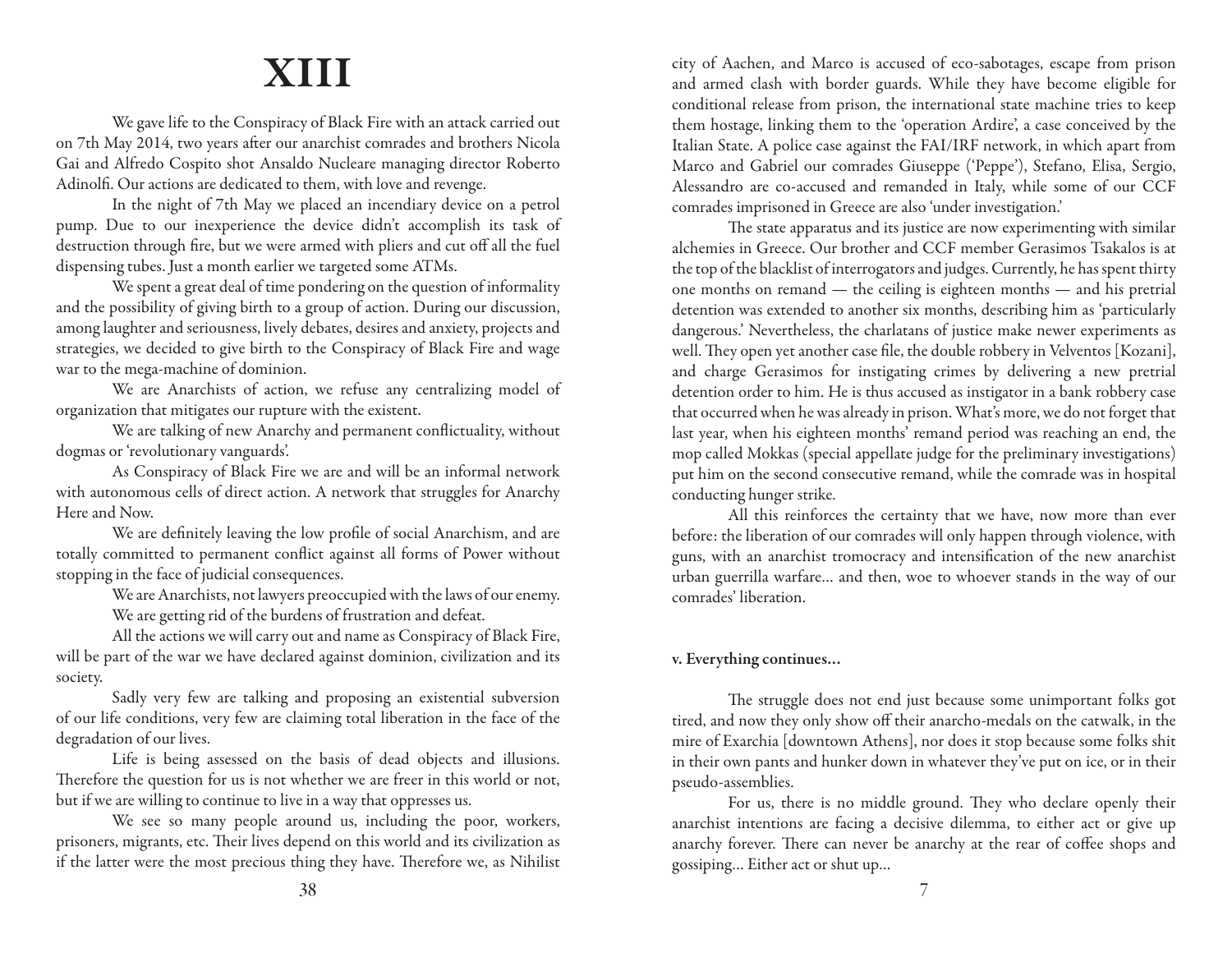# XIII

We gave life to the Conspiracy of Black Fire with an attack carried out on 7th May 2014, two years after our anarchist comrades and brothers Nicola Gai and Alfredo Cospito shot Ansaldo Nucleare managing director Roberto Adinolfi. Our actions are dedicated to them, with love and revenge.

In the night of 7th May we placed an incendiary device on a petrol pump. Due to our inexperience the device didn't accomplish its task of destruction through fire, but we were armed with pliers and cut off all the fuel dispensing tubes. Just a month earlier we targeted some ATMs.

We spent a great deal of time pondering on the question of informality and the possibility of giving birth to a group of action. During our discussion, among laughter and seriousness, lively debates, desires and anxiety, projects and strategies, we decided to give birth to the Conspiracy of Black Fire and wage war to the mega-machine of dominion.

We are Anarchists of action, we refuse any centralizing model of organization that mitigates our rupture with the existent.

We are talking of new Anarchy and permanent conflictuality, without dogmas or 'revolutionary vanguards'.

As Conspiracy of Black Fire we are and will be an informal network with autonomous cells of direct action. A network that struggles for Anarchy Here and Now.

We are definitely leaving the low profile of social Anarchism, and are totally committed to permanent conflict against all forms of Power without stopping in the face of judicial consequences.

We are Anarchists, not lawyers preoccupied with the laws of our enemy.

We are getting rid of the burdens of frustration and defeat.

All the actions we will carry out and name as Conspiracy of Black Fire, will be part of the war we have declared against dominion, civilization and its society.

Sadly very few are talking and proposing an existential subversion of our life conditions, very few are claiming total liberation in the face of the degradation of our lives.

Life is being assessed on the basis of dead objects and illusions. Therefore the question for us is not whether we are freer in this world or not, but if we are willing to continue to live in a way that oppresses us.

We see so many people around us, including the poor, workers, prisoners, migrants, etc. Their lives depend on this world and its civilization as if the latter were the most precious thing they have. Therefore we, as Nihilist

city of Aachen, and Marco is accused of eco-sabotages, escape from prison and armed clash with border guards. While they have become eligible for conditional release from prison, the international state machine tries to keep them hostage, linking them to the 'operation Ardire', a case conceived by the Italian State. A police case against the FAI/IRF network, in which apart from Marco and Gabriel our comrades Giuseppe ('Peppe'), Stefano, Elisa, Sergio, Alessandro are co-accused and remanded in Italy, while some of our CCF comrades imprisoned in Greece are also 'under investigation.'

The state apparatus and its justice are now experimenting with similar alchemies in Greece. Our brother and CCF member Gerasimos Tsakalos is at the top of the blacklist of interrogators and judges. Currently, he has spent thirty one months on remand — the ceiling is eighteen months — and his pretrial detention was extended to another six months, describing him as 'particularly dangerous.' Nevertheless, the charlatans of justice make newer experiments as well. They open yet another case file, the double robbery in Velventos [Kozani], and charge Gerasimos for instigating crimes by delivering a new pretrial detention order to him. He is thus accused as instigator in a bank robbery case that occurred when he was already in prison. What's more, we do not forget that last year, when his eighteen months' remand period was reaching an end, the mop called Mokkas (special appellate judge for the preliminary investigations) put him on the second consecutive remand, while the comrade was in hospital conducting hunger strike.

All this reinforces the certainty that we have, now more than ever before: the liberation of our comrades will only happen through violence, with guns, with an anarchist tromocracy and intensification of the new anarchist urban guerrilla warfare... and then, woe to whoever stands in the way of our comrades' liberation.

**v. Everything continues...**

The struggle does not end just because some unimportant folks got tired, and now they only show off their anarcho-medals on the catwalk, in the mire of Exarchia [downtown Athens], nor does it stop because some folks shit in their own pants and hunker down in whatever they've put on ice, or in their pseudo-assemblies.

For us, there is no middle ground. They who declare openly their anarchist intentions are facing a decisive dilemma, to either act or give up anarchy forever. There can never be anarchy at the rear of coffee shops and gossiping... Either act or shut up...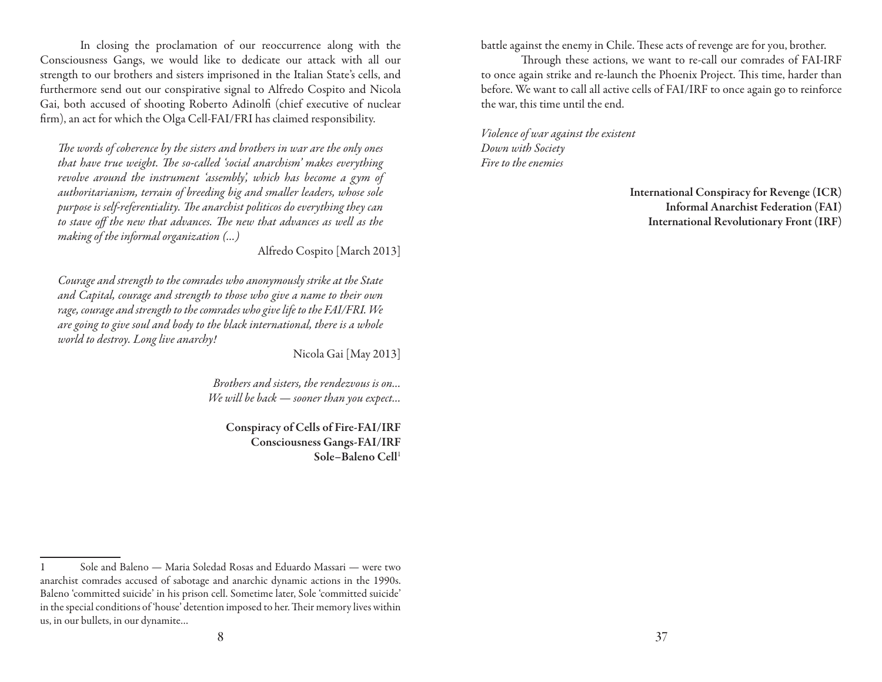In closing the proclamation of our reoccurrence along with the Consciousness Gangs, we would like to dedicate our attack with all our strength to our brothers and sisters imprisoned in the Italian State's cells, and furthermore send out our conspirative signal to Alfredo Cospito and Nicola Gai, both accused of shooting Roberto Adinolfi (chief executive of nuclear firm), an act for which the Olga Cell-FAI/FRI has claimed responsibility.

> *The words of coherence by the sisters and brothers in war are the only ones that have true weight. The so-called 'social anarchism' makes everything revolve around the instrument 'assembly', which has become a gym of authoritarianism, terrain of breeding big and smaller leaders, whose sole purpose is self-referentiality. The anarchist politicos do everything they can to stave off the new that advances. The new that advances as well as the making of the informal organization (...)*
>
> Alfredo Cospito [March 2013]

> *Courage and strength to the comrades who anonymously strike at the State and Capital, courage and strength to those who give a name to their own rage, courage and strength to the comrades who give life to the FAI/FRI. We are going to give soul and body to the black international, there is a whole world to destroy. Long live anarchy!*
>
> Nicola Gai [May 2013]

*Brothers and sisters, the rendezvous is on...*
*We will be back — sooner than you expect...*

**Conspiracy of Cells of Fire-FAI/IRF**
**Consciousness Gangs-FAI/IRF**
**Sole–Baleno Cell**[1]

[1] Sole and Baleno — Maria Soledad Rosas and Eduardo Massari — were two anarchist comrades accused of sabotage and anarchic dynamic actions in the 1990s. Baleno 'committed suicide' in his prison cell. Sometime later, Sole 'committed suicide' in the special conditions of 'house' detention imposed to her. Their memory lives within us, in our bullets, in our dynamite...

battle against the enemy in Chile. These acts of revenge are for you, brother.

Through these actions, we want to re-call our comrades of FAI-IRF to once again strike and re-launch the Phoenix Project. This time, harder than before. We want to call all active cells of FAI/IRF to once again go to reinforce the war, this time until the end.

*Violence of war against the existent*
*Down with Society*
*Fire to the enemies*

**International Conspiracy for Revenge (ICR)**
**Informal Anarchist Federation (FAI)**
**International Revolutionary Front (IRF)**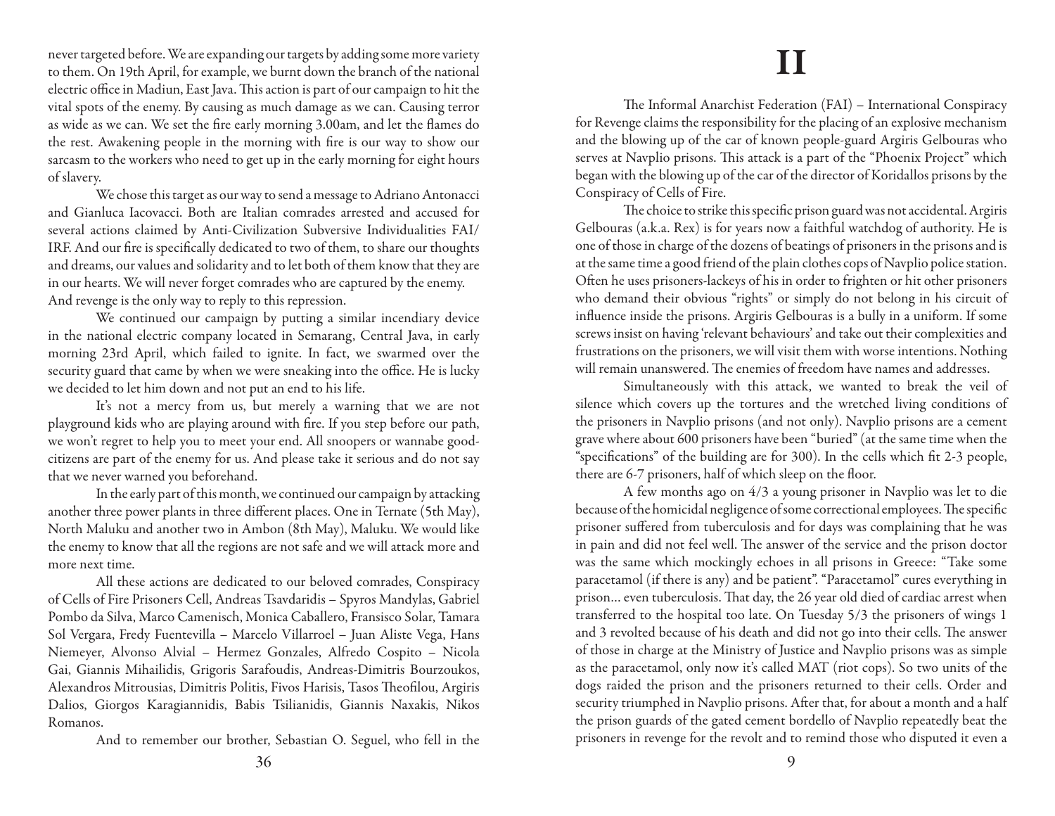never targeted before. We are expanding our targets by adding some more variety to them. On 19th April, for example, we burnt down the branch of the national electric office in Madiun, East Java. This action is part of our campaign to hit the vital spots of the enemy. By causing as much damage as we can. Causing terror as wide as we can. We set the fire early morning 3.00am, and let the flames do the rest. Awakening people in the morning with fire is our way to show our sarcasm to the workers who need to get up in the early morning for eight hours of slavery.

We chose this target as our way to send a message to Adriano Antonacci and Gianluca Iacovacci. Both are Italian comrades arrested and accused for several actions claimed by Anti-Civilization Subversive Individualities FAI/IRF. And our fire is specifically dedicated to two of them, to share our thoughts and dreams, our values and solidarity and to let both of them know that they are in our hearts. We will never forget comrades who are captured by the enemy. And revenge is the only way to reply to this repression.

We continued our campaign by putting a similar incendiary device in the national electric company located in Semarang, Central Java, in early morning 23rd April, which failed to ignite. In fact, we swarmed over the security guard that came by when we were sneaking into the office. He is lucky we decided to let him down and not put an end to his life.

It's not a mercy from us, but merely a warning that we are not playground kids who are playing around with fire. If you step before our path, we won't regret to help you to meet your end. All snoopers or wannabe good-citizens are part of the enemy for us. And please take it serious and do not say that we never warned you beforehand.

In the early part of this month, we continued our campaign by attacking another three power plants in three different places. One in Ternate (5th May), North Maluku and another two in Ambon (8th May), Maluku. We would like the enemy to know that all the regions are not safe and we will attack more and more next time.

All these actions are dedicated to our beloved comrades, Conspiracy of Cells of Fire Prisoners Cell, Andreas Tsavdaridis – Spyros Mandylas, Gabriel Pombo da Silva, Marco Camenisch, Monica Caballero, Fransisco Solar, Tamara Sol Vergara, Fredy Fuentevilla – Marcelo Villarroel – Juan Aliste Vega, Hans Niemeyer, Alvonso Alvial – Hermez Gonzales, Alfredo Cospito – Nicola Gai, Giannis Mihailidis, Grigoris Sarafoudis, Andreas-Dimitris Bourzoukos, Alexandros Mitrousias, Dimitris Politis, Fivos Harisis, Tasos Theofilou, Argiris Dalios, Giorgos Karagiannidis, Babis Tsilianidis, Giannis Naxakis, Nikos Romanos.

And to remember our brother, Sebastian O. Seguel, who fell in the

# II

The Informal Anarchist Federation (FAI) – International Conspiracy for Revenge claims the responsibility for the placing of an explosive mechanism and the blowing up of the car of known people-guard Argiris Gelbouras who serves at Navplio prisons. This attack is a part of the "Phoenix Project" which began with the blowing up of the car of the director of Koridallos prisons by the Conspiracy of Cells of Fire.

The choice to strike this specific prison guard was not accidental. Argiris Gelbouras (a.k.a. Rex) is for years now a faithful watchdog of authority. He is one of those in charge of the dozens of beatings of prisoners in the prisons and is at the same time a good friend of the plain clothes cops of Navplio police station. Often he uses prisoners-lackeys of his in order to frighten or hit other prisoners who demand their obvious "rights" or simply do not belong in his circuit of influence inside the prisons. Argiris Gelbouras is a bully in a uniform. If some screws insist on having 'relevant behaviours' and take out their complexities and frustrations on the prisoners, we will visit them with worse intentions. Nothing will remain unanswered. The enemies of freedom have names and addresses.

Simultaneously with this attack, we wanted to break the veil of silence which covers up the tortures and the wretched living conditions of the prisoners in Navplio prisons (and not only). Navplio prisons are a cement grave where about 600 prisoners have been "buried" (at the same time when the "specifications" of the building are for 300). In the cells which fit 2-3 people, there are 6-7 prisoners, half of which sleep on the floor.

A few months ago on 4/3 a young prisoner in Navplio was let to die because of the homicidal negligence of some correctional employees. The specific prisoner suffered from tuberculosis and for days was complaining that he was in pain and did not feel well. The answer of the service and the prison doctor was the same which mockingly echoes in all prisons in Greece: "Take some paracetamol (if there is any) and be patient". "Paracetamol" cures everything in prison... even tuberculosis. That day, the 26 year old died of cardiac arrest when transferred to the hospital too late. On Tuesday 5/3 the prisoners of wings 1 and 3 revolted because of his death and did not go into their cells. The answer of those in charge at the Ministry of Justice and Navplio prisons was as simple as the paracetamol, only now it's called MAT (riot cops). So two units of the dogs raided the prison and the prisoners returned to their cells. Order and security triumphed in Navplio prisons. After that, for about a month and a half the prison guards of the gated cement bordello of Navplio repeatedly beat the prisoners in revenge for the revolt and to remind those who disputed it even a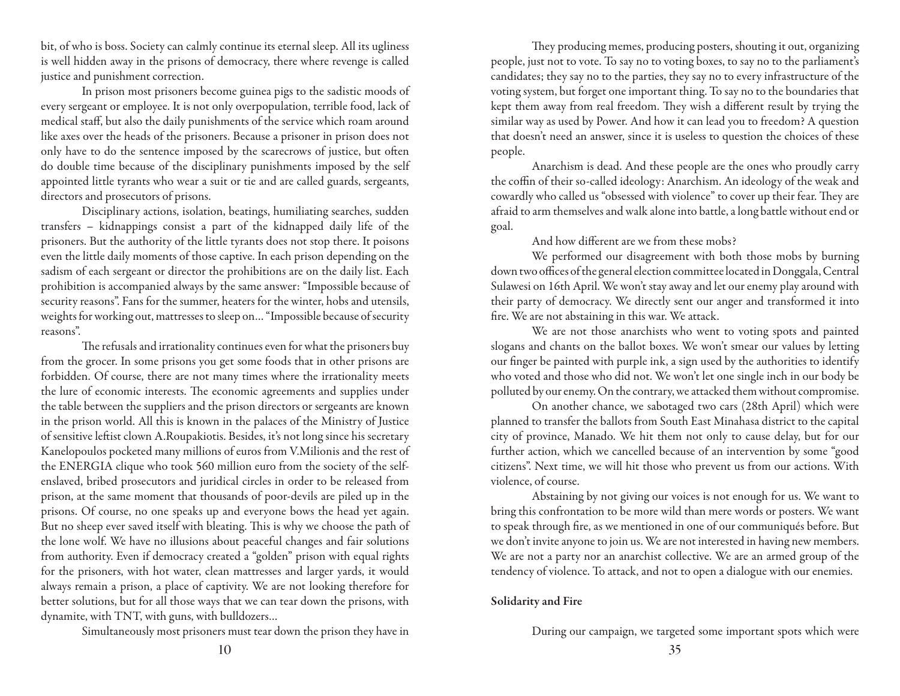bit, of who is boss. Society can calmly continue its eternal sleep. All its ugliness is well hidden away in the prisons of democracy, there where revenge is called justice and punishment correction.

In prison most prisoners become guinea pigs to the sadistic moods of every sergeant or employee. It is not only overpopulation, terrible food, lack of medical staff, but also the daily punishments of the service which roam around like axes over the heads of the prisoners. Because a prisoner in prison does not only have to do the sentence imposed by the scarecrows of justice, but often do double time because of the disciplinary punishments imposed by the self appointed little tyrants who wear a suit or tie and are called guards, sergeants, directors and prosecutors of prisons.

Disciplinary actions, isolation, beatings, humiliating searches, sudden transfers – kidnappings consist a part of the kidnapped daily life of the prisoners. But the authority of the little tyrants does not stop there. It poisons even the little daily moments of those captive. In each prison depending on the sadism of each sergeant or director the prohibitions are on the daily list. Each prohibition is accompanied always by the same answer: "Impossible because of security reasons". Fans for the summer, heaters for the winter, hobs and utensils, weights for working out, mattresses to sleep on… "Impossible because of security reasons".

The refusals and irrationality continues even for what the prisoners buy from the grocer. In some prisons you get some foods that in other prisons are forbidden. Of course, there are not many times where the irrationality meets the lure of economic interests. The economic agreements and supplies under the table between the suppliers and the prison directors or sergeants are known in the prison world. All this is known in the palaces of the Ministry of Justice of sensitive leftist clown A.Roupakiotis. Besides, it's not long since his secretary Kanelopoulos pocketed many millions of euros from V.Milionis and the rest of the ENERGIA clique who took 560 million euro from the society of the self-enslaved, bribed prosecutors and juridical circles in order to be released from prison, at the same moment that thousands of poor-devils are piled up in the prisons. Of course, no one speaks up and everyone bows the head yet again. But no sheep ever saved itself with bleating. This is why we choose the path of the lone wolf. We have no illusions about peaceful changes and fair solutions from authority. Even if democracy created a "golden" prison with equal rights for the prisoners, with hot water, clean mattresses and larger yards, it would always remain a prison, a place of captivity. We are not looking therefore for better solutions, but for all those ways that we can tear down the prisons, with dynamite, with TNT, with guns, with bulldozers…

Simultaneously most prisoners must tear down the prison they have in

They producing memes, producing posters, shouting it out, organizing people, just not to vote. To say no to voting boxes, to say no to the parliament's candidates; they say no to the parties, they say no to every infrastructure of the voting system, but forget one important thing. To say no to the boundaries that kept them away from real freedom. They wish a different result by trying the similar way as used by Power. And how it can lead you to freedom? A question that doesn't need an answer, since it is useless to question the choices of these people.

Anarchism is dead. And these people are the ones who proudly carry the coffin of their so-called ideology: Anarchism. An ideology of the weak and cowardly who called us "obsessed with violence" to cover up their fear. They are afraid to arm themselves and walk alone into battle, a long battle without end or goal.

And how different are we from these mobs?

We performed our disagreement with both those mobs by burning down two offices of the general election committee located in Donggala, Central Sulawesi on 16th April. We won't stay away and let our enemy play around with their party of democracy. We directly sent our anger and transformed it into fire. We are not abstaining in this war. We attack.

We are not those anarchists who went to voting spots and painted slogans and chants on the ballot boxes. We won't smear our values by letting our finger be painted with purple ink, a sign used by the authorities to identify who voted and those who did not. We won't let one single inch in our body be polluted by our enemy. On the contrary, we attacked them without compromise.

On another chance, we sabotaged two cars (28th April) which were planned to transfer the ballots from South East Minahasa district to the capital city of province, Manado. We hit them not only to cause delay, but for our further action, which we cancelled because of an intervention by some "good citizens". Next time, we will hit those who prevent us from our actions. With violence, of course.

Abstaining by not giving our voices is not enough for us. We want to bring this confrontation to be more wild than mere words or posters. We want to speak through fire, as we mentioned in one of our communiqués before. But we don't invite anyone to join us. We are not interested in having new members. We are not a party nor an anarchist collective. We are an armed group of the tendency of violence. To attack, and not to open a dialogue with our enemies.

**Solidarity and Fire**

During our campaign, we targeted some important spots which were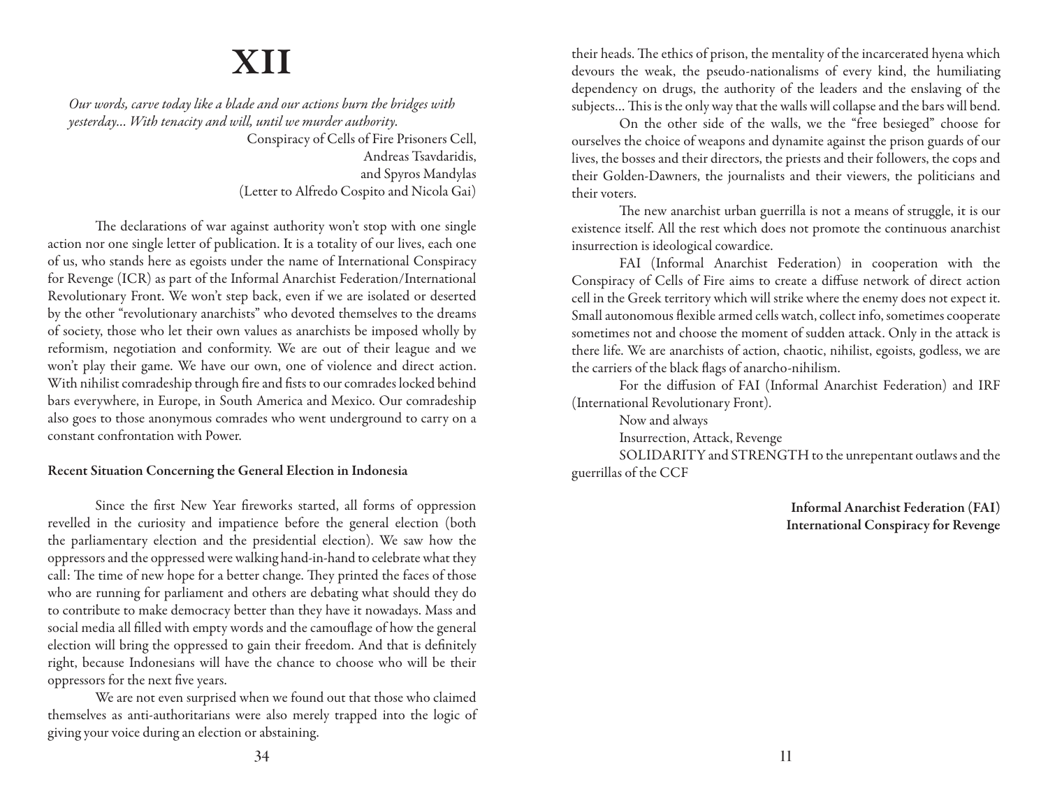# XII

*Our words, carve today like a blade and our actions burn the bridges with yesterday... With tenacity and will, until we murder authority.*

Conspiracy of Cells of Fire Prisoners Cell,
Andreas Tsavdaridis,
and Spyros Mandylas
(Letter to Alfredo Cospito and Nicola Gai)

The declarations of war against authority won't stop with one single action nor one single letter of publication. It is a totality of our lives, each one of us, who stands here as egoists under the name of International Conspiracy for Revenge (ICR) as part of the Informal Anarchist Federation/International Revolutionary Front. We won't step back, even if we are isolated or deserted by the other "revolutionary anarchists" who devoted themselves to the dreams of society, those who let their own values as anarchists be imposed wholly by reformism, negotiation and conformity. We are out of their league and we won't play their game. We have our own, one of violence and direct action. With nihilist comradeship through fire and fists to our comrades locked behind bars everywhere, in Europe, in South America and Mexico. Our comradeship also goes to those anonymous comrades who went underground to carry on a constant confrontation with Power.

**Recent Situation Concerning the General Election in Indonesia**

Since the first New Year fireworks started, all forms of oppression revelled in the curiosity and impatience before the general election (both the parliamentary election and the presidential election). We saw how the oppressors and the oppressed were walking hand-in-hand to celebrate what they call: The time of new hope for a better change. They printed the faces of those who are running for parliament and others are debating what should they do to contribute to make democracy better than they have it nowadays. Mass and social media all filled with empty words and the camouflage of how the general election will bring the oppressed to gain their freedom. And that is definitely right, because Indonesians will have the chance to choose who will be their oppressors for the next five years.

We are not even surprised when we found out that those who claimed themselves as anti-authoritarians were also merely trapped into the logic of giving your voice during an election or abstaining.

their heads. The ethics of prison, the mentality of the incarcerated hyena which devours the weak, the pseudo-nationalisms of every kind, the humiliating dependency on drugs, the authority of the leaders and the enslaving of the subjects... This is the only way that the walls will collapse and the bars will bend.

On the other side of the walls, we the "free besieged" choose for ourselves the choice of weapons and dynamite against the prison guards of our lives, the bosses and their directors, the priests and their followers, the cops and their Golden-Dawners, the journalists and their viewers, the politicians and their voters.

The new anarchist urban guerrilla is not a means of struggle, it is our existence itself. All the rest which does not promote the continuous anarchist insurrection is ideological cowardice.

FAI (Informal Anarchist Federation) in cooperation with the Conspiracy of Cells of Fire aims to create a diffuse network of direct action cell in the Greek territory which will strike where the enemy does not expect it. Small autonomous flexible armed cells watch, collect info, sometimes cooperate sometimes not and choose the moment of sudden attack. Only in the attack is there life. We are anarchists of action, chaotic, nihilist, egoists, godless, we are the carriers of the black flags of anarcho-nihilism.

For the diffusion of FAI (Informal Anarchist Federation) and IRF (International Revolutionary Front).

Now and always

Insurrection, Attack, Revenge

SOLIDARITY and STRENGTH to the unrepentant outlaws and the guerrillas of the CCF

**Informal Anarchist Federation (FAI)**
**International Conspiracy for Revenge**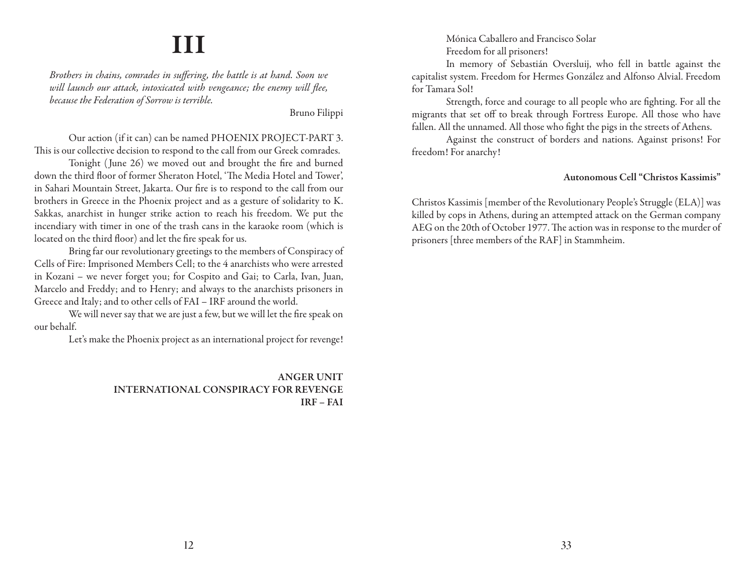# III

*Brothers in chains, comrades in suffering, the battle is at hand. Soon we will launch our attack, intoxicated with vengeance; the enemy will flee, because the Federation of Sorrow is terrible.*

Bruno Filippi

Our action (if it can) can be named PHOENIX PROJECT-PART 3. This is our collective decision to respond to the call from our Greek comrades.

Tonight (June 26) we moved out and brought the fire and burned down the third floor of former Sheraton Hotel, 'The Media Hotel and Tower', in Sahari Mountain Street, Jakarta. Our fire is to respond to the call from our brothers in Greece in the Phoenix project and as a gesture of solidarity to K. Sakkas, anarchist in hunger strike action to reach his freedom. We put the incendiary with timer in one of the trash cans in the karaoke room (which is located on the third floor) and let the fire speak for us.

Bring far our revolutionary greetings to the members of Conspiracy of Cells of Fire: Imprisoned Members Cell; to the 4 anarchists who were arrested in Kozani – we never forget you; for Cospito and Gai; to Carla, Ivan, Juan, Marcelo and Freddy; and to Henry; and always to the anarchists prisoners in Greece and Italy; and to other cells of FAI – IRF around the world.

We will never say that we are just a few, but we will let the fire speak on our behalf.

Let's make the Phoenix project as an international project for revenge!

**ANGER UNIT**
**INTERNATIONAL CONSPIRACY FOR REVENGE**
**IRF – FAI**

Mónica Caballero and Francisco Solar

Freedom for all prisoners!

In memory of Sebastián Oversluij, who fell in battle against the capitalist system. Freedom for Hermes González and Alfonso Alvial. Freedom for Tamara Sol!

Strength, force and courage to all people who are fighting. For all the migrants that set off to break through Fortress Europe. All those who have fallen. All the unnamed. All those who fight the pigs in the streets of Athens.

Against the construct of borders and nations. Against prisons! For freedom! For anarchy!

**Autonomous Cell "Christos Kassimis"**

Christos Kassimis [member of the Revolutionary People's Struggle (ELA)] was killed by cops in Athens, during an attempted attack on the German company AEG on the 20th of October 1977. The action was in response to the murder of prisoners [three members of the RAF] in Stammheim.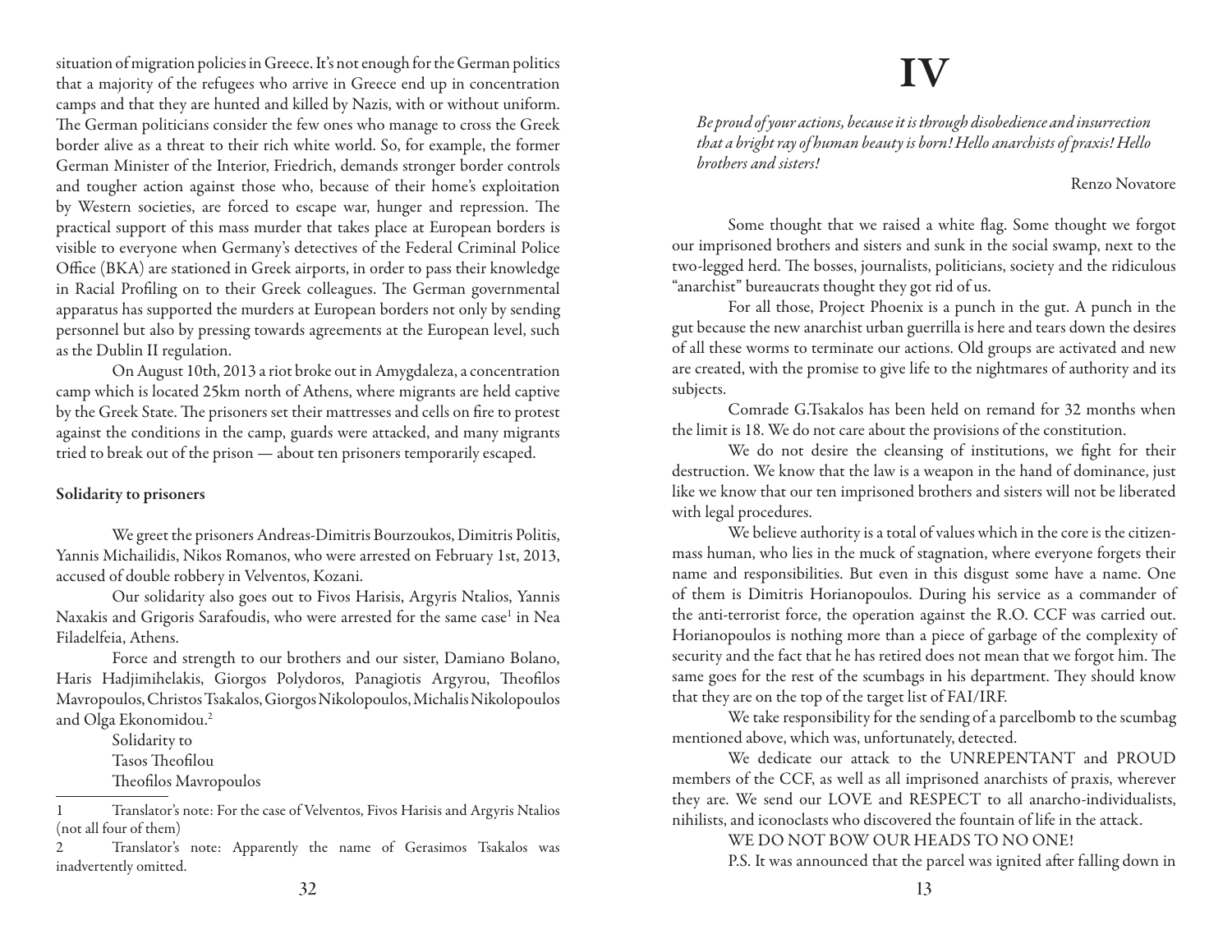situation of migration policies in Greece. It's not enough for the German politics that a majority of the refugees who arrive in Greece end up in concentration camps and that they are hunted and killed by Nazis, with or without uniform. The German politicians consider the few ones who manage to cross the Greek border alive as a threat to their rich white world. So, for example, the former German Minister of the Interior, Friedrich, demands stronger border controls and tougher action against those who, because of their home's exploitation by Western societies, are forced to escape war, hunger and repression. The practical support of this mass murder that takes place at European borders is visible to everyone when Germany's detectives of the Federal Criminal Police Office (BKA) are stationed in Greek airports, in order to pass their knowledge in Racial Profiling on to their Greek colleagues. The German governmental apparatus has supported the murders at European borders not only by sending personnel but also by pressing towards agreements at the European level, such as the Dublin II regulation.

On August 10th, 2013 a riot broke out in Amygdaleza, a concentration camp which is located 25km north of Athens, where migrants are held captive by the Greek State. The prisoners set their mattresses and cells on fire to protest against the conditions in the camp, guards were attacked, and many migrants tried to break out of the prison — about ten prisoners temporarily escaped.

**Solidarity to prisoners**

We greet the prisoners Andreas-Dimitris Bourzoukos, Dimitris Politis, Yannis Michailidis, Nikos Romanos, who were arrested on February 1st, 2013, accused of double robbery in Velventos, Kozani.

Our solidarity also goes out to Fivos Harisis, Argyris Ntalios, Yannis Naxakis and Grigoris Sarafoudis, who were arrested for the same case[1] in Nea Filadelfeia, Athens.

Force and strength to our brothers and our sister, Damiano Bolano, Haris Hadjimihelakis, Giorgos Polydoros, Panagiotis Argyrou, Theofilos Mavropoulos, Christos Tsakalos, Giorgos Nikolopoulos, Michalis Nikolopoulos and Olga Ekonomidou.[2]

Solidarity to
Tasos Theofilou
Theofilos Mavropoulos

1 Translator's note: For the case of Velventos, Fivos Harisis and Argyris Ntalios (not all four of them)

2 Translator's note: Apparently the name of Gerasimos Tsakalos was inadvertently omitted.

# IV

*Be proud of your actions, because it is through disobedience and insurrection that a bright ray of human beauty is born! Hello anarchists of praxis! Hello brothers and sisters!*

Renzo Novatore

Some thought that we raised a white flag. Some thought we forgot our imprisoned brothers and sisters and sunk in the social swamp, next to the two-legged herd. The bosses, journalists, politicians, society and the ridiculous "anarchist" bureaucrats thought they got rid of us.

For all those, Project Phoenix is a punch in the gut. A punch in the gut because the new anarchist urban guerrilla is here and tears down the desires of all these worms to terminate our actions. Old groups are activated and new are created, with the promise to give life to the nightmares of authority and its subjects.

Comrade G.Tsakalos has been held on remand for 32 months when the limit is 18. We do not care about the provisions of the constitution.

We do not desire the cleansing of institutions, we fight for their destruction. We know that the law is a weapon in the hand of dominance, just like we know that our ten imprisoned brothers and sisters will not be liberated with legal procedures.

We believe authority is a total of values which in the core is the citizen-mass human, who lies in the muck of stagnation, where everyone forgets their name and responsibilities. But even in this disgust some have a name. One of them is Dimitris Horianopoulos. During his service as a commander of the anti-terrorist force, the operation against the R.O. CCF was carried out. Horianopoulos is nothing more than a piece of garbage of the complexity of security and the fact that he has retired does not mean that we forgot him. The same goes for the rest of the scumbags in his department. They should know that they are on the top of the target list of FAI/IRF.

We take responsibility for the sending of a parcelbomb to the scumbag mentioned above, which was, unfortunately, detected.

We dedicate our attack to the UNREPENTANT and PROUD members of the CCF, as well as all imprisoned anarchists of praxis, wherever they are. We send our LOVE and RESPECT to all anarcho-individualists, nihilists, and iconoclasts who discovered the fountain of life in the attack.

WE DO NOT BOW OUR HEADS TO NO ONE!

P.S. It was announced that the parcel was ignited after falling down in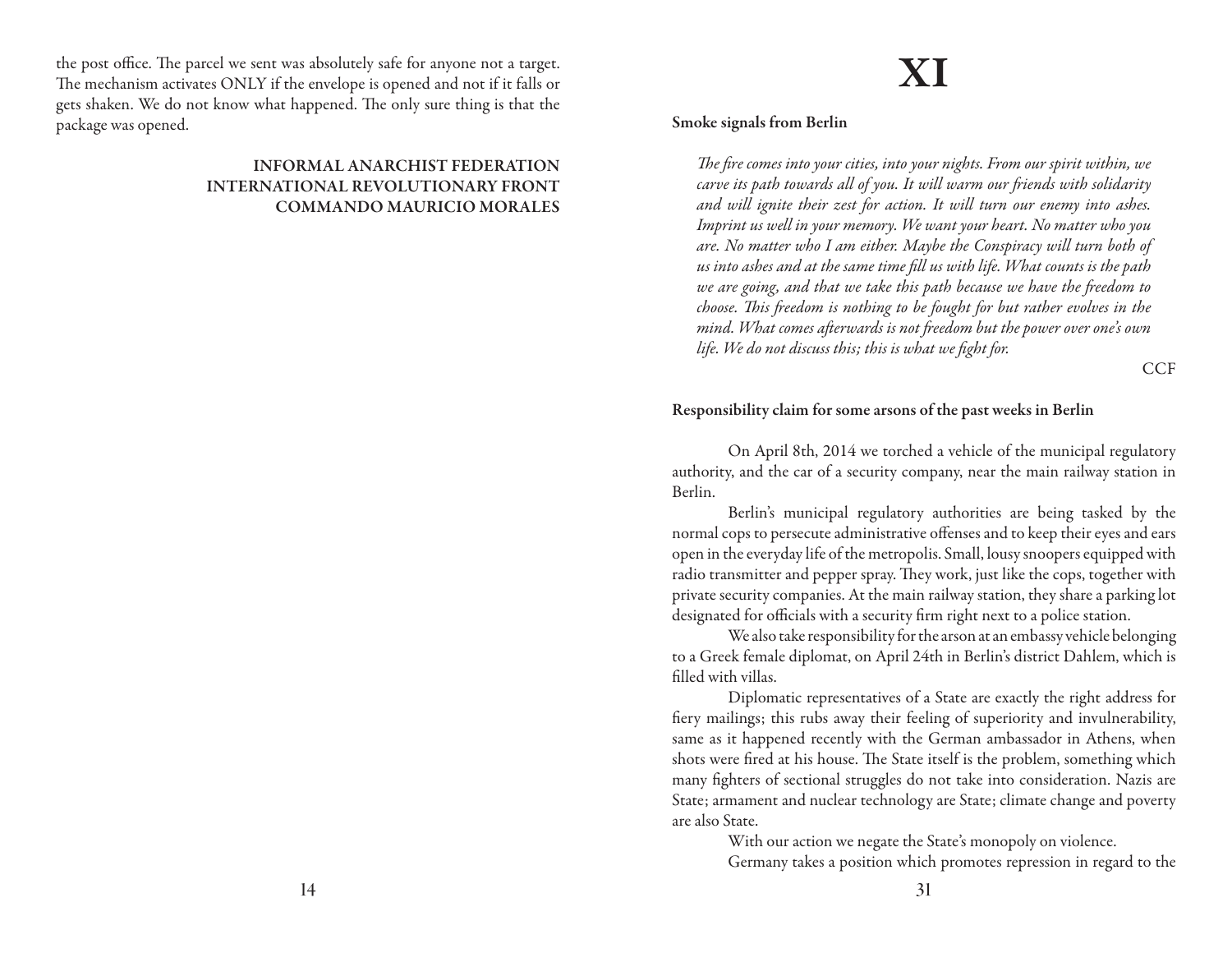the post office. The parcel we sent was absolutely safe for anyone not a target. The mechanism activates ONLY if the envelope is opened and not if it falls or gets shaken. We do not know what happened. The only sure thing is that the package was opened.

INFORMAL ANARCHIST FEDERATION
INTERNATIONAL REVOLUTIONARY FRONT
COMMANDO MAURICIO MORALES

# XI

**Smoke signals from Berlin**

*The fire comes into your cities, into your nights. From our spirit within, we carve its path towards all of you. It will warm our friends with solidarity and will ignite their zest for action. It will turn our enemy into ashes. Imprint us well in your memory. We want your heart. No matter who you are. No matter who I am either. Maybe the Conspiracy will turn both of us into ashes and at the same time fill us with life. What counts is the path we are going, and that we take this path because we have the freedom to choose. This freedom is nothing to be fought for but rather evolves in the mind. What comes afterwards is not freedom but the power over one's own life. We do not discuss this; this is what we fight for.*

CCF

**Responsibility claim for some arsons of the past weeks in Berlin**

On April 8th, 2014 we torched a vehicle of the municipal regulatory authority, and the car of a security company, near the main railway station in Berlin.

Berlin's municipal regulatory authorities are being tasked by the normal cops to persecute administrative offenses and to keep their eyes and ears open in the everyday life of the metropolis. Small, lousy snoopers equipped with radio transmitter and pepper spray. They work, just like the cops, together with private security companies. At the main railway station, they share a parking lot designated for officials with a security firm right next to a police station.

We also take responsibility for the arson at an embassy vehicle belonging to a Greek female diplomat, on April 24th in Berlin's district Dahlem, which is filled with villas.

Diplomatic representatives of a State are exactly the right address for fiery mailings; this rubs away their feeling of superiority and invulnerability, same as it happened recently with the German ambassador in Athens, when shots were fired at his house. The State itself is the problem, something which many fighters of sectional struggles do not take into consideration. Nazis are State; armament and nuclear technology are State; climate change and poverty are also State.

With our action we negate the State's monopoly on violence.

Germany takes a position which promotes repression in regard to the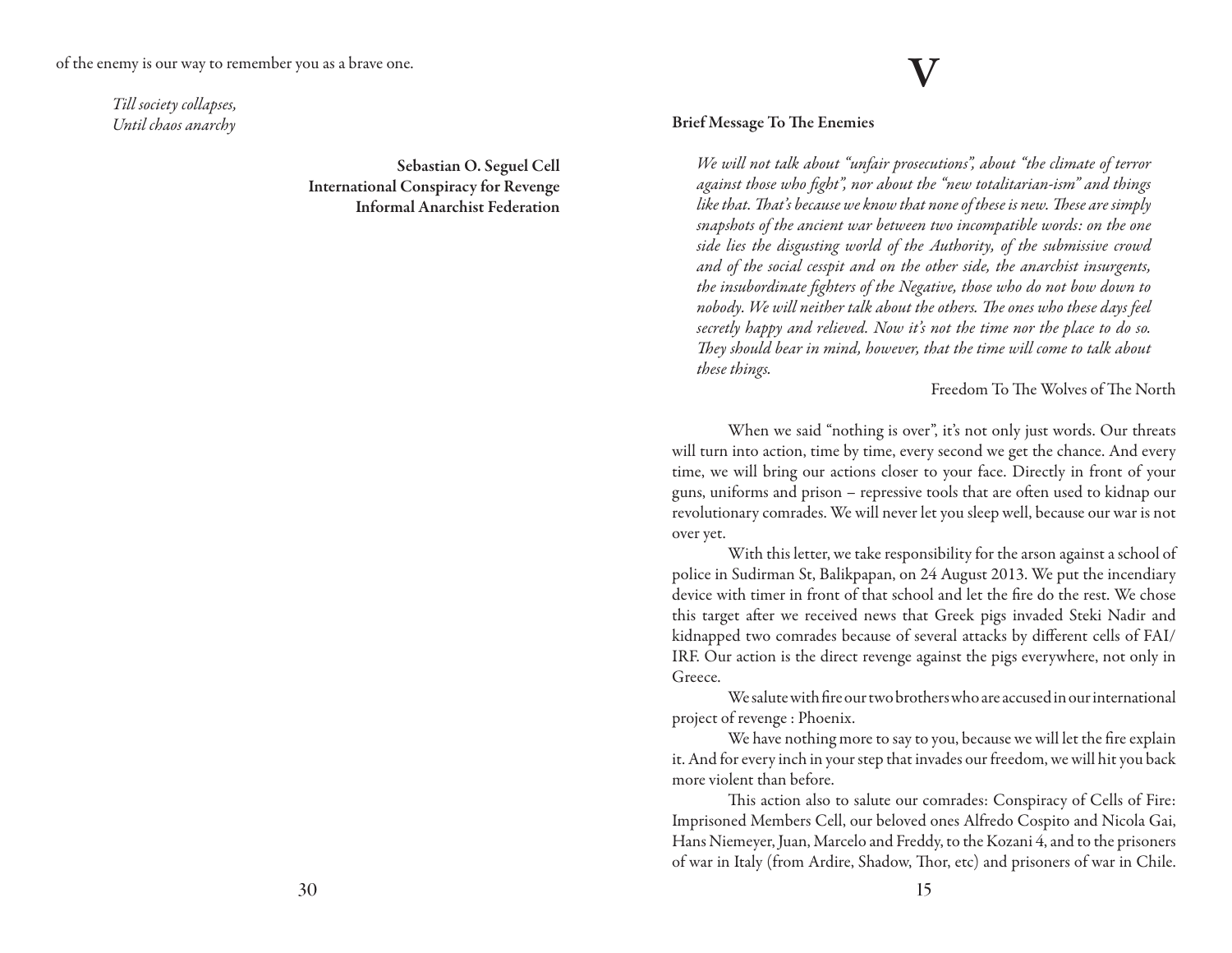of the enemy is our way to remember you as a brave one.

*Till society collapses,*
*Until chaos anarchy*

**Sebastian O. Seguel Cell**
**International Conspiracy for Revenge**
**Informal Anarchist Federation**

# V

**Brief Message To The Enemies**

*We will not talk about "unfair prosecutions", about "the climate of terror against those who fight", nor about the "new totalitarian-ism" and things like that. That's because we know that none of these is new. These are simply snapshots of the ancient war between two incompatible words: on the one side lies the disgusting world of the Authority, of the submissive crowd and of the social cesspit and on the other side, the anarchist insurgents, the insubordinate fighters of the Negative, those who do not bow down to nobody. We will neither talk about the others. The ones who these days feel secretly happy and relieved. Now it's not the time nor the place to do so. They should bear in mind, however, that the time will come to talk about these things.*

Freedom To The Wolves of The North

When we said "nothing is over", it's not only just words. Our threats will turn into action, time by time, every second we get the chance. And every time, we will bring our actions closer to your face. Directly in front of your guns, uniforms and prison – repressive tools that are often used to kidnap our revolutionary comrades. We will never let you sleep well, because our war is not over yet.

With this letter, we take responsibility for the arson against a school of police in Sudirman St, Balikpapan, on 24 August 2013. We put the incendiary device with timer in front of that school and let the fire do the rest. We chose this target after we received news that Greek pigs invaded Steki Nadir and kidnapped two comrades because of several attacks by different cells of FAI/IRF. Our action is the direct revenge against the pigs everywhere, not only in Greece.

We salute with fire our two brothers who are accused in our international project of revenge : Phoenix.

We have nothing more to say to you, because we will let the fire explain it. And for every inch in your step that invades our freedom, we will hit you back more violent than before.

This action also to salute our comrades: Conspiracy of Cells of Fire: Imprisoned Members Cell, our beloved ones Alfredo Cospito and Nicola Gai, Hans Niemeyer, Juan, Marcelo and Freddy, to the Kozani 4, and to the prisoners of war in Italy (from Ardire, Shadow, Thor, etc) and prisoners of war in Chile.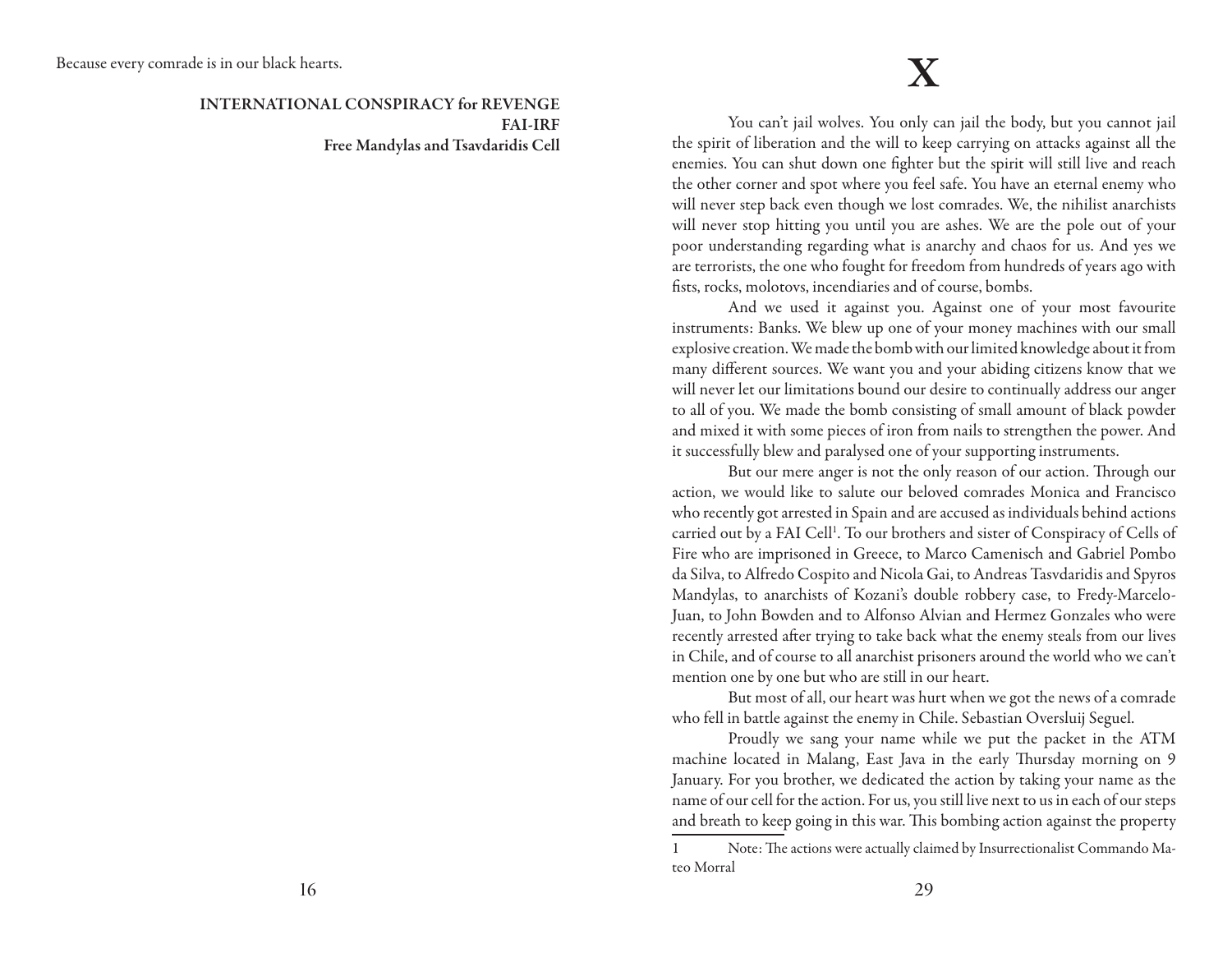Because every comrade is in our black hearts.

**INTERNATIONAL CONSPIRACY for REVENGE**
**FAI-IRF**
**Free Mandylas and Tsavdaridis Cell**

# X

You can't jail wolves. You only can jail the body, but you cannot jail the spirit of liberation and the will to keep carrying on attacks against all the enemies. You can shut down one fighter but the spirit will still live and reach the other corner and spot where you feel safe. You have an eternal enemy who will never step back even though we lost comrades. We, the nihilist anarchists will never stop hitting you until you are ashes. We are the pole out of your poor understanding regarding what is anarchy and chaos for us. And yes we are terrorists, the one who fought for freedom from hundreds of years ago with fists, rocks, molotovs, incendiaries and of course, bombs.

And we used it against you. Against one of your most favourite instruments: Banks. We blew up one of your money machines with our small explosive creation. We made the bomb with our limited knowledge about it from many different sources. We want you and your abiding citizens know that we will never let our limitations bound our desire to continually address our anger to all of you. We made the bomb consisting of small amount of black powder and mixed it with some pieces of iron from nails to strengthen the power. And it successfully blew and paralysed one of your supporting instruments.

But our mere anger is not the only reason of our action. Through our action, we would like to salute our beloved comrades Monica and Francisco who recently got arrested in Spain and are accused as individuals behind actions carried out by a FAI Cell[1]. To our brothers and sister of Conspiracy of Cells of Fire who are imprisoned in Greece, to Marco Camenisch and Gabriel Pombo da Silva, to Alfredo Cospito and Nicola Gai, to Andreas Tasvdaridis and Spyros Mandylas, to anarchists of Kozani's double robbery case, to Fredy-Marcelo-Juan, to John Bowden and to Alfonso Alvian and Hermez Gonzales who were recently arrested after trying to take back what the enemy steals from our lives in Chile, and of course to all anarchist prisoners around the world who we can't mention one by one but who are still in our heart.

But most of all, our heart was hurt when we got the news of a comrade who fell in battle against the enemy in Chile. Sebastian Oversluij Seguel.

Proudly sang your name while we put the packet in the ATM machine located in Malang, East Java in the early Thursday morning on 9 January. For you brother, we dedicated the action by taking your name as the name of our cell for the action. For us, you still live next to us in each of our steps and breath to keep going in this war. This bombing action against the property

1 Note: The actions were actually claimed by Insurrectionalist Commando Mateo Morral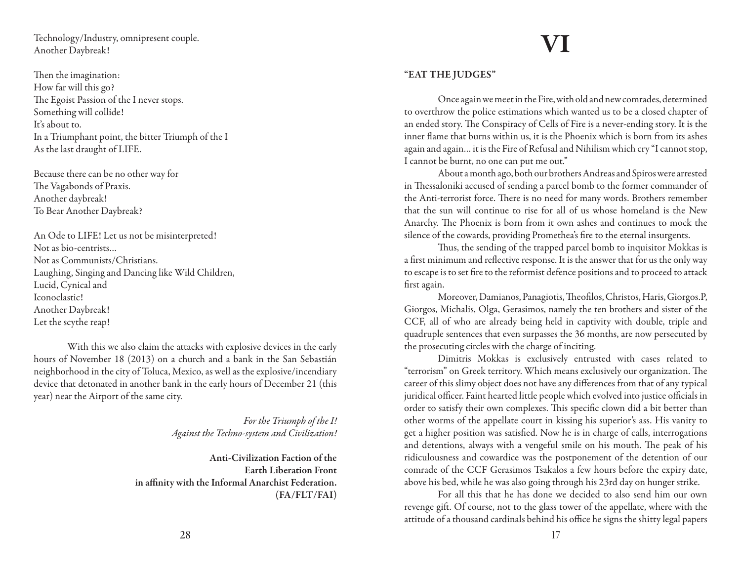Technology/Industry, omnipresent couple.
Another Daybreak!

Then the imagination:
How far will this go?
The Egoist Passion of the I never stops.
Something will collide!
It's about to.
In a Triumphant point, the bitter Triumph of the I
As the last draught of LIFE.

Because there can be no other way for
The Vagabonds of Praxis.
Another daybreak!
To Bear Another Daybreak?

An Ode to LIFE! Let us not be misinterpreted!
Not as bio-centrists...
Not as Communists/Christians.
Laughing, Singing and Dancing like Wild Children,
Lucid, Cynical and
Iconoclastic!
Another Daybreak!
Let the scythe reap!

With this we also claim the attacks with explosive devices in the early hours of November 18 (2013) on a church and a bank in the San Sebastián neighborhood in the city of Toluca, Mexico, as well as the explosive/incendiary device that detonated in another bank in the early hours of December 21 (this year) near the Airport of the same city.

*For the Triumph of the I!*
*Against the Techno-system and Civilization!*

**Anti-Civilization Faction of the**
**Earth Liberation Front**
**in affinity with the Informal Anarchist Federation.**
**(FA/FLT/FAI)**

# VI

### "EAT THE JUDGES"

Once again we meet in the Fire, with old and new comrades, determined to overthrow the police estimations which wanted us to be a closed chapter of an ended story. The Conspiracy of Cells of Fire is a never-ending story. It is the inner flame that burns within us, it is the Phoenix which is born from its ashes again and again... it is the Fire of Refusal and Nihilism which cry "I cannot stop, I cannot be burnt, no one can put me out."

About a month ago, both our brothers Andreas and Spiros were arrested in Thessaloniki accused of sending a parcel bomb to the former commander of the Anti-terrorist force. There is no need for many words. Brothers remember that the sun will continue to rise for all of us whose homeland is the New Anarchy. The Phoenix is born from it own ashes and continues to mock the silence of the cowards, providing Promethea's fire to the eternal insurgents.

Thus, the sending of the trapped parcel bomb to inquisitor Mokkas is a first minimum and reflective response. It is the answer that for us the only way to escape is to set fire to the reformist defence positions and to proceed to attack first again.

Moreover, Damianos, Panagiotis, Theofilos, Christos, Haris, Giorgos.P, Giorgos, Michalis, Olga, Gerasimos, namely the ten brothers and sister of the CCF, all of who are already being held in captivity with double, triple and quadruple sentences that even surpasses the 36 months, are now persecuted by the prosecuting circles with the charge of inciting.

Dimitris Mokkas is exclusively entrusted with cases related to "terrorism" on Greek territory. Which means exclusively our organization. The career of this slimy object does not have any differences from that of any typical juridical officer. Faint hearted little people which evolved into justice officials in order to satisfy their own complexes. This specific clown did a bit better than other worms of the appellate court in kissing his superior's ass. His vanity to get a higher position was satisfied. Now he is in charge of calls, interrogations and detentions, always with a vengeful smile on his mouth. The peak of his ridiculousness and cowardice was the postponement of the detention of our comrade of the CCF Gerasimos Tsakalos a few hours before the expiry date, above his bed, while he was also going through his 23rd day on hunger strike.

For all this that he has done we decided to also send him our own revenge gift. Of course, not to the glass tower of the appellate, where with the attitude of a thousand cardinals behind his office he signs the shitty legal papers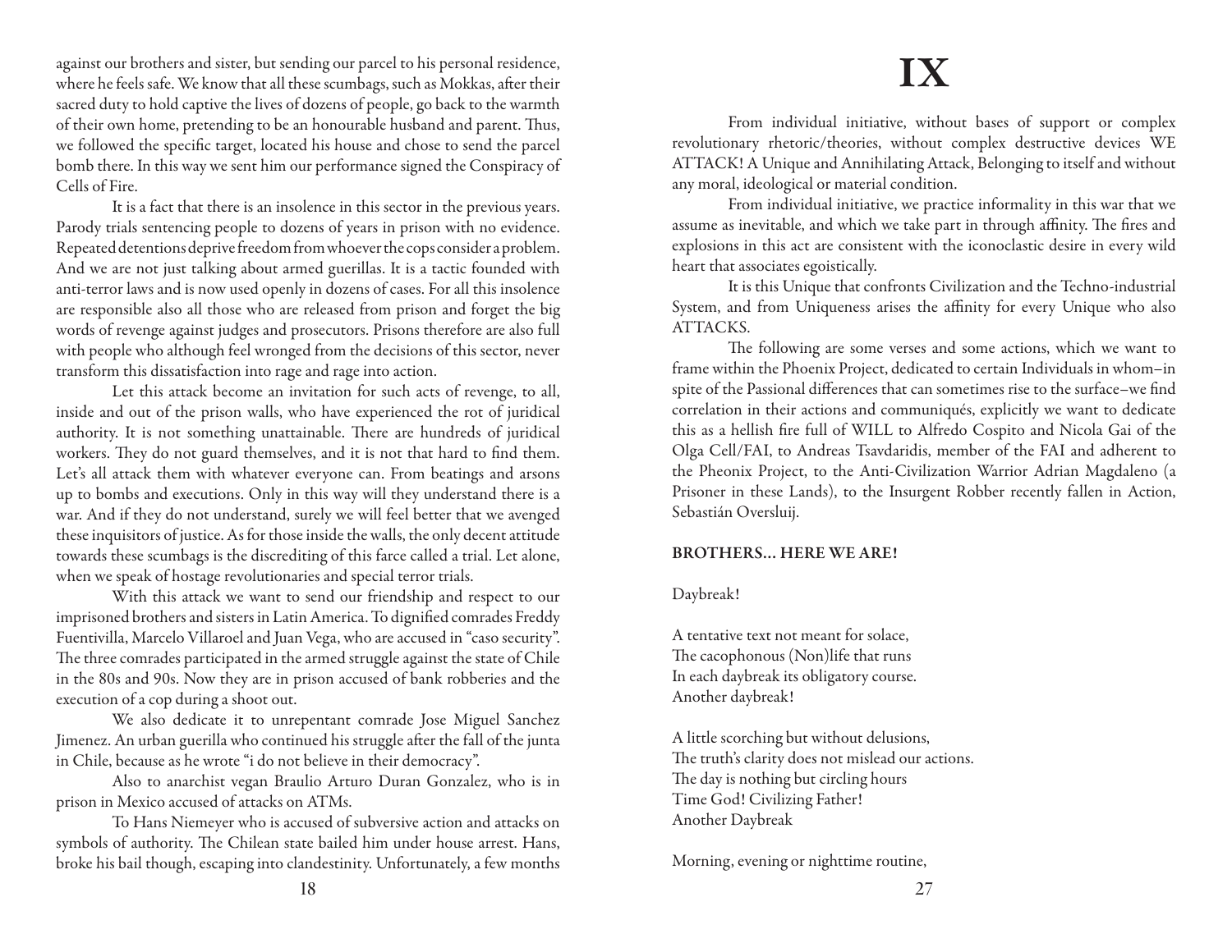against our brothers and sister, but sending our parcel to his personal residence, where he feels safe. We know that all these scumbags, such as Mokkas, after their sacred duty to hold captive the lives of dozens of people, go back to the warmth of their own home, pretending to be an honourable husband and parent. Thus, we followed the specific target, located his house and chose to send the parcel bomb there. In this way we sent him our performance signed the Conspiracy of Cells of Fire.

It is a fact that there is an insolence in this sector in the previous years. Parody trials sentencing people to dozens of years in prison with no evidence. Repeated detentions deprive freedom from whoever the cops consider a problem. And we are not just talking about armed guerillas. It is a tactic founded with anti-terror laws and is now used openly in dozens of cases. For all this insolence are responsible also all those who are released from prison and forget the big words of revenge against judges and prosecutors. Prisons therefore are also full with people who although feel wronged from the decisions of this sector, never transform this dissatisfaction into rage and rage into action.

Let this attack become an invitation for such acts of revenge, to all, inside and out of the prison walls, who have experienced the rot of juridical authority. It is not something unattainable. There are hundreds of juridical workers. They do not guard themselves, and it is not that hard to find them. Let's all attack them with whatever everyone can. From beatings and arsons up to bombs and executions. Only in this way will they understand there is a war. And if they do not understand, surely we will feel better that we avenged these inquisitors of justice. As for those inside the walls, the only decent attitude towards these scumbags is the discrediting of this farce called a trial. Let alone, when we speak of hostage revolutionaries and special terror trials.

With this attack we want to send our friendship and respect to our imprisoned brothers and sisters in Latin America. To dignified comrades Freddy Fuentivilla, Marcelo Villaroel and Juan Vega, who are accused in "caso security". The three comrades participated in the armed struggle against the state of Chile in the 80s and 90s. Now they are in prison accused of bank robberies and the execution of a cop during a shoot out.

We also dedicate it to unrepentant comrade Jose Miguel Sanchez Jimenez. An urban guerilla who continued his struggle after the fall of the junta in Chile, because as he wrote "i do not believe in their democracy".

Also to anarchist vegan Braulio Arturo Duran Gonzalez, who is in prison in Mexico accused of attacks on ATMs.

To Hans Niemeyer who is accused of subversive action and attacks on symbols of authority. The Chilean state bailed him under house arrest. Hans, broke his bail though, escaping into clandestinity. Unfortunately, a few months

# IX

From individual initiative, without bases of support or complex revolutionary rhetoric/theories, without complex destructive devices WE ATTACK! A Unique and Annihilating Attack, Belonging to itself and without any moral, ideological or material condition.

From individual initiative, we practice informality in this war that we assume as inevitable, and which we take part in through affinity. The fires and explosions in this act are consistent with the iconoclastic desire in every wild heart that associates egoistically.

It is this Unique that confronts Civilization and the Techno-industrial System, and from Uniqueness arises the affinity for every Unique who also ATTACKS.

The following are some verses and some actions, which we want to frame within the Phoenix Project, dedicated to certain Individuals in whom–in spite of the Passional differences that can sometimes rise to the surface–we find correlation in their actions and communiqués, explicitly we want to dedicate this as a hellish fire full of WILL to Alfredo Cospito and Nicola Gai of the Olga Cell/FAI, to Andreas Tsavdaridis, member of the FAI and adherent to the Pheonix Project, to the Anti-Civilization Warrior Adrian Magdaleno (a Prisoner in these Lands), to the Insurgent Robber recently fallen in Action, Sebastián Oversluij.

**BROTHERS… HERE WE ARE!**

Daybreak!

A tentative text not meant for solace,
The cacophonous (Non)life that runs
In each daybreak its obligatory course.
Another daybreak!

A little scorching but without delusions,
The truth's clarity does not mislead our actions.
The day is nothing but circling hours
Time God! Civilizing Father!
Another Daybreak

Morning, evening or nighttime routine,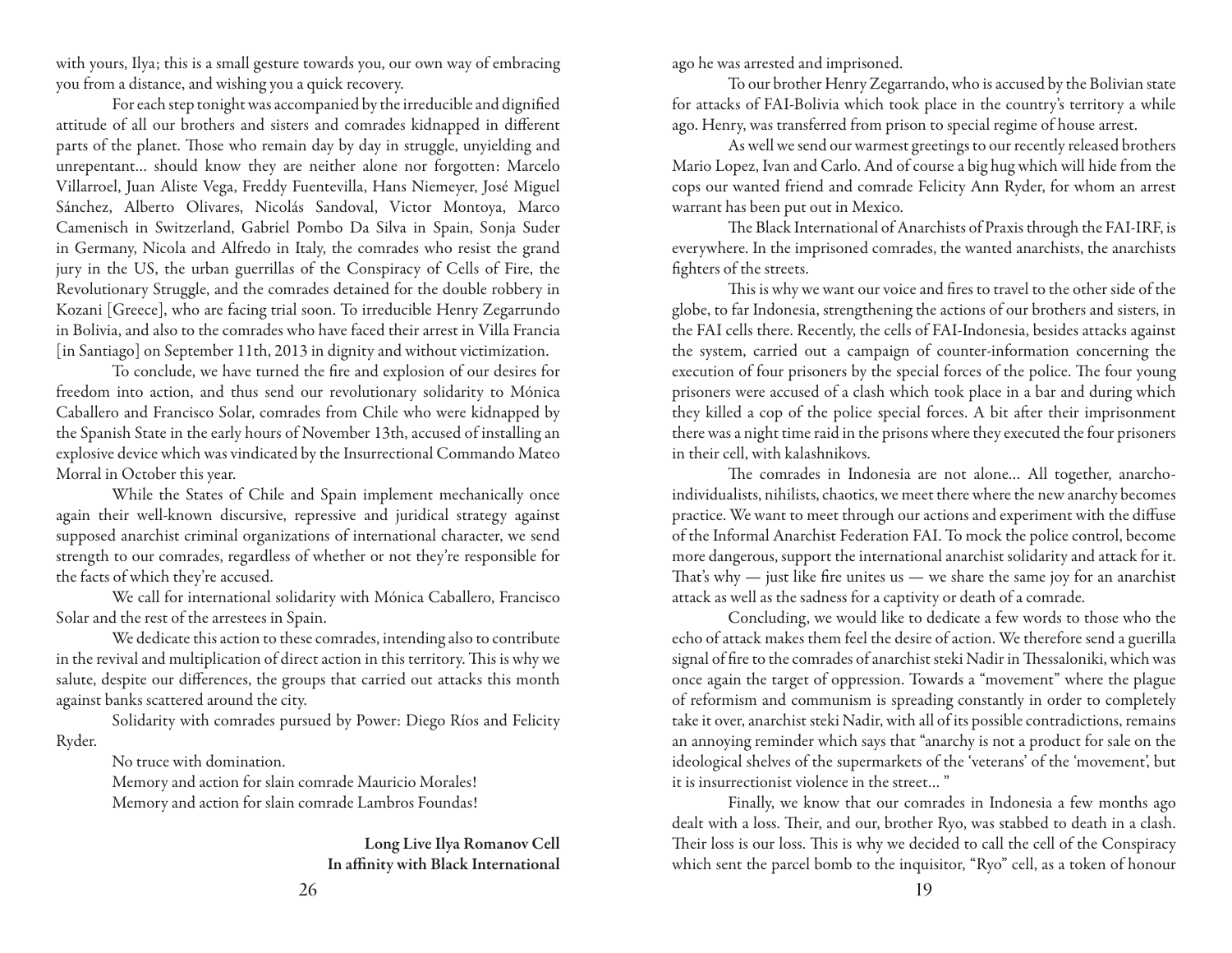with yours, Ilya; this is a small gesture towards you, our own way of embracing you from a distance, and wishing you a quick recovery.

For each step tonight was accompanied by the irreducible and dignified attitude of all our brothers and sisters and comrades kidnapped in different parts of the planet. Those who remain day by day in struggle, unyielding and unrepentant… should know they are neither alone nor forgotten: Marcelo Villarroel, Juan Aliste Vega, Freddy Fuentevilla, Hans Niemeyer, José Miguel Sánchez, Alberto Olivares, Nicolás Sandoval, Victor Montoya, Marco Camenisch in Switzerland, Gabriel Pombo Da Silva in Spain, Sonja Suder in Germany, Nicola and Alfredo in Italy, the comrades who resist the grand jury in the US, the urban guerrillas of the Conspiracy of Cells of Fire, the Revolutionary Struggle, and the comrades detained for the double robbery in Kozani [Greece], who are facing trial soon. To irreducible Henry Zegarrundo in Bolivia, and also to the comrades who have faced their arrest in Villa Francia [in Santiago] on September 11th, 2013 in dignity and without victimization.

To conclude, we have turned the fire and explosion of our desires for freedom into action, and thus send our revolutionary solidarity to Mónica Caballero and Francisco Solar, comrades from Chile who were kidnapped by the Spanish State in the early hours of November 13th, accused of installing an explosive device which was vindicated by the Insurrectional Commando Mateo Morral in October this year.

While the States of Chile and Spain implement mechanically once again their well-known discursive, repressive and juridical strategy against supposed anarchist criminal organizations of international character, we send strength to our comrades, regardless of whether or not they're responsible for the facts of which they're accused.

We call for international solidarity with Mónica Caballero, Francisco Solar and the rest of the arrestees in Spain.

We dedicate this action to these comrades, intending also to contribute in the revival and multiplication of direct action in this territory. This is why we salute, despite our differences, the groups that carried out attacks this month against banks scattered around the city.

Solidarity with comrades pursued by Power: Diego Ríos and Felicity Ryder.

No truce with domination.

Memory and action for slain comrade Mauricio Morales!

Memory and action for slain comrade Lambros Foundas!

**Long Live Ilya Romanov Cell**
**In affinity with Black International**

ago he was arrested and imprisoned.

To our brother Henry Zegarrando, who is accused by the Bolivian state for attacks of FAI-Bolivia which took place in the country's territory a while ago. Henry, was transferred from prison to special regime of house arrest.

As well we send our warmest greetings to our recently released brothers Mario Lopez, Ivan and Carlo. And of course a big hug which will hide from the cops our wanted friend and comrade Felicity Ann Ryder, for whom an arrest warrant has been put out in Mexico.

The Black International of Anarchists of Praxis through the FAI-IRF, is everywhere. In the imprisoned comrades, the wanted anarchists, the anarchists fighters of the streets.

This is why we want our voice and fires to travel to the other side of the globe, to far Indonesia, strengthening the actions of our brothers and sisters, in the FAI cells there. Recently, the cells of FAI-Indonesia, besides attacks against the system, carried out a campaign of counter-information concerning the execution of four prisoners by the special forces of the police. The four young prisoners were accused of a clash which took place in a bar and during which they killed a cop of the police special forces. A bit after their imprisonment there was a night time raid in the prisons where they executed the four prisoners in their cell, with kalashnikovs.

The comrades in Indonesia are not alone… All together, anarcho-individualists, nihilists, chaotics, we meet there where the new anarchy becomes practice. We want to meet through our actions and experiment with the diffuse of the Informal Anarchist Federation FAI. To mock the police control, become more dangerous, support the international anarchist solidarity and attack for it. That's why — just like fire unites us — we share the same joy for an anarchist attack as well as the sadness for a captivity or death of a comrade.

Concluding, we would like to dedicate a few words to those who the echo of attack makes them feel the desire of action. We therefore send a guerilla signal of fire to the comrades of anarchist steki Nadir in Thessaloniki, which was once again the target of oppression. Towards a "movement" where the plague of reformism and communism is spreading constantly in order to completely take it over, anarchist steki Nadir, with all of its possible contradictions, remains an annoying reminder which says that "anarchy is not a product for sale on the ideological shelves of the supermarkets of the 'veterans' of the 'movement', but it is insurrectionist violence in the street… "

Finally, we know that our comrades in Indonesia a few months ago dealt with a loss. Their, and our, brother Ryo, was stabbed to death in a clash. Their loss is our loss. This is why we decided to call the cell of the Conspiracy which sent the parcel bomb to the inquisitor, "Ryo" cell, as a token of honour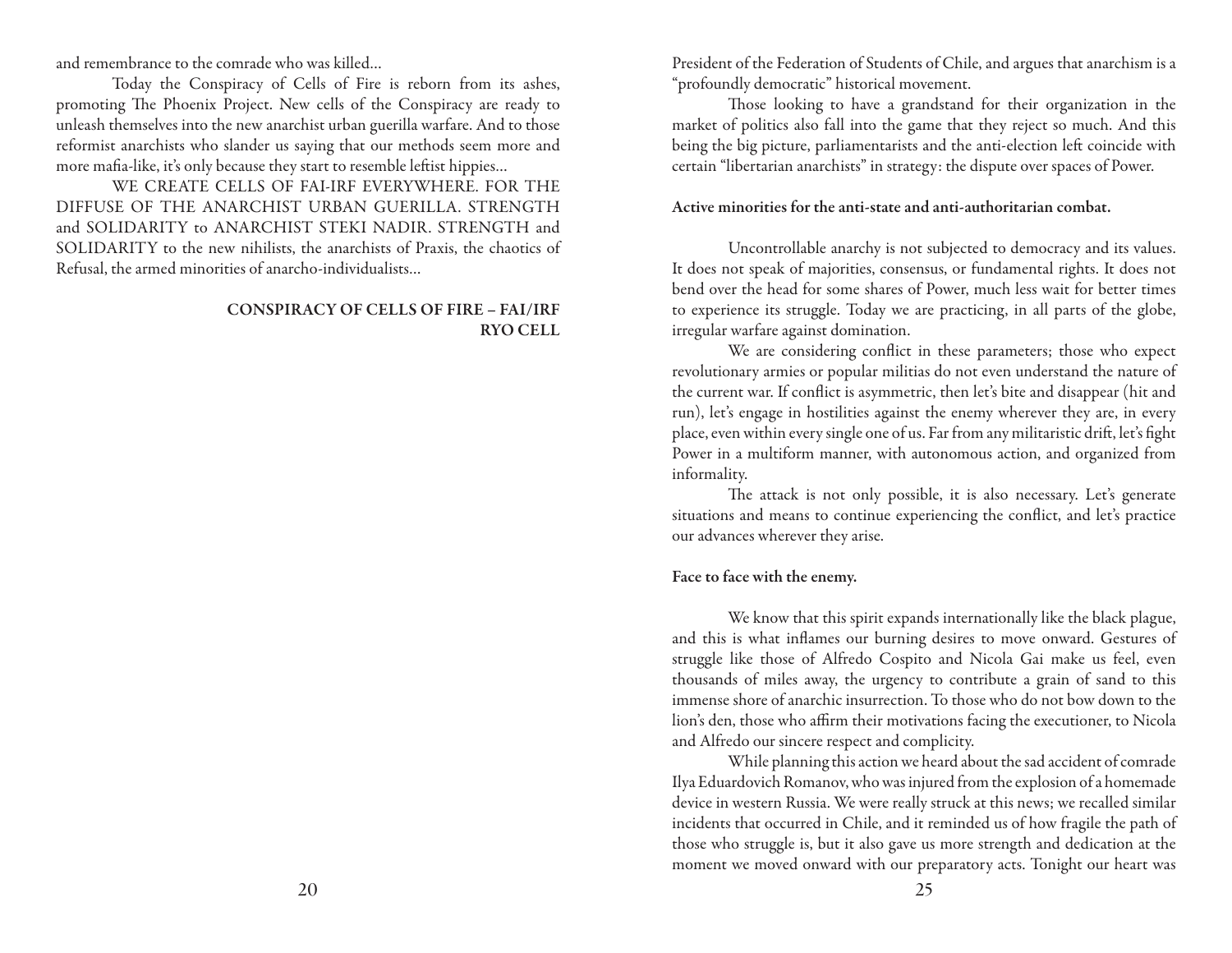and remembrance to the comrade who was killed…

Today the Conspiracy of Cells of Fire is reborn from its ashes, promoting The Phoenix Project. New cells of the Conspiracy are ready to unleash themselves into the new anarchist urban guerilla warfare. And to those reformist anarchists who slander us saying that our methods seem more and more mafia-like, it's only because they start to resemble leftist hippies…

WE CREATE CELLS OF FAI-IRF EVERYWHERE. FOR THE DIFFUSE OF THE ANARCHIST URBAN GUERILLA. STRENGTH and SOLIDARITY to ANARCHIST STEKI NADIR. STRENGTH and SOLIDARITY to the new nihilists, the anarchists of Praxis, the chaotics of Refusal, the armed minorities of anarcho-individualists…

**CONSPIRACY OF CELLS OF FIRE – FAI/IRF**
**RYO CELL**

President of the Federation of Students of Chile, and argues that anarchism is a "profoundly democratic" historical movement.

Those looking to have a grandstand for their organization in the market of politics also fall into the game that they reject so much. And this being the big picture, parliamentarists and the anti-election left coincide with certain "libertarian anarchists" in strategy: the dispute over spaces of Power.

**Active minorities for the anti-state and anti-authoritarian combat.**

Uncontrollable anarchy is not subjected to democracy and its values. It does not speak of majorities, consensus, or fundamental rights. It does not bend over the head for some shares of Power, much less wait for better times to experience its struggle. Today we are practicing, in all parts of the globe, irregular warfare against domination.

We are considering conflict in these parameters; those who expect revolutionary armies or popular militias do not even understand the nature of the current war. If conflict is asymmetric, then let's bite and disappear (hit and run), let's engage in hostilities against the enemy wherever they are, in every place, even within every single one of us. Far from any militaristic drift, let's fight Power in a multiform manner, with autonomous action, and organized from informality.

The attack is not only possible, it is also necessary. Let's generate situations and means to continue experiencing the conflict, and let's practice our advances wherever they arise.

**Face to face with the enemy.**

We know that this spirit expands internationally like the black plague, and this is what inflames our burning desires to move onward. Gestures of struggle like those of Alfredo Cospito and Nicola Gai make us feel, even thousands of miles away, the urgency to contribute a grain of sand to this immense shore of anarchic insurrection. To those who do not bow down to the lion's den, those who affirm their motivations facing the executioner, to Nicola and Alfredo our sincere respect and complicity.

While planning this action we heard about the sad accident of comrade Ilya Eduardovich Romanov, who was injured from the explosion of a homemade device in western Russia. We were really struck at this news; we recalled similar incidents that occurred in Chile, and it reminded us of how fragile the path of those who struggle is, but it also gave us more strength and dedication at the moment we moved onward with our preparatory acts. Tonight our heart was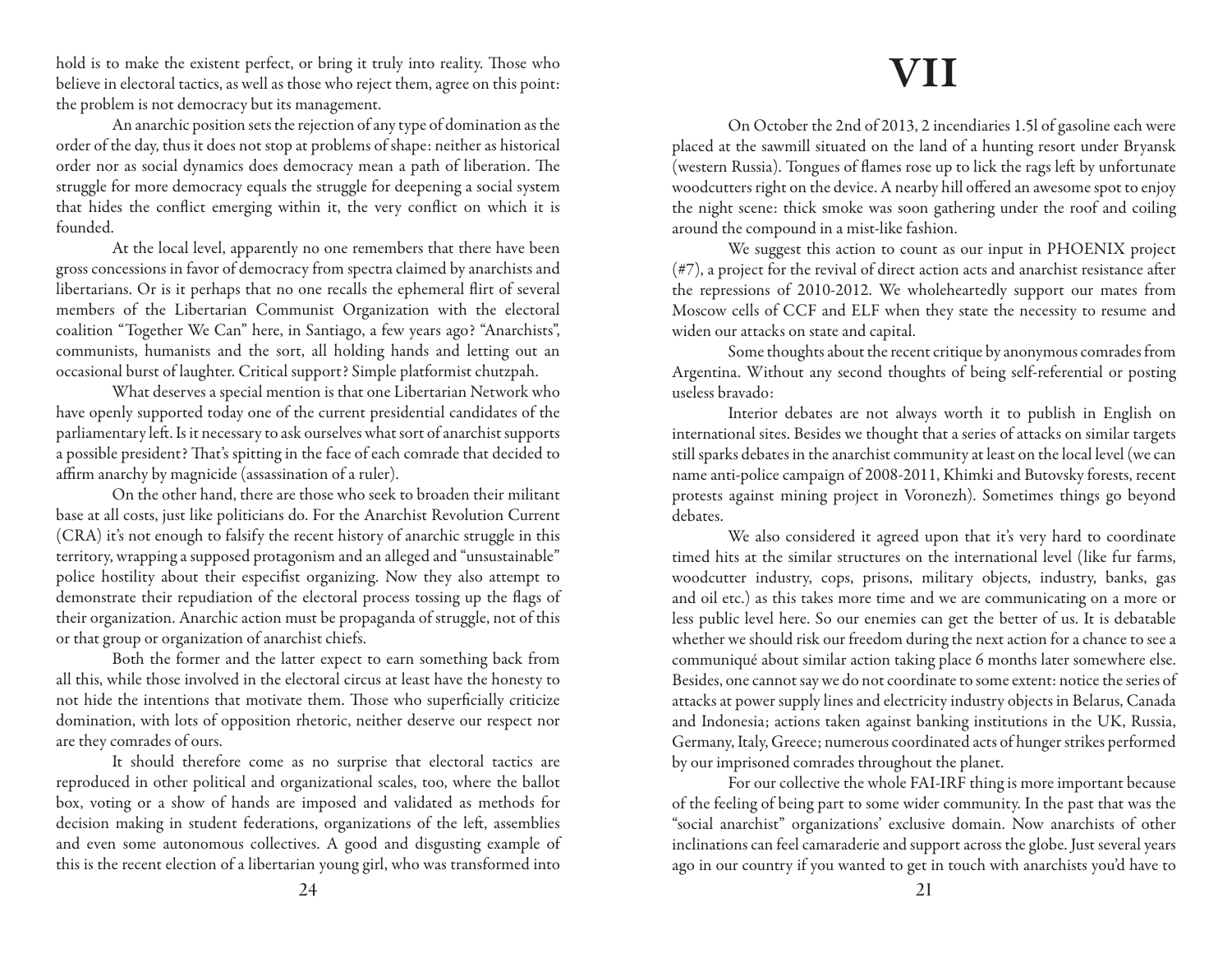hold is to make the existent perfect, or bring it truly into reality. Those who believe in electoral tactics, as well as those who reject them, agree on this point: the problem is not democracy but its management.

An anarchic position sets the rejection of any type of domination as the order of the day, thus it does not stop at problems of shape: neither as historical order nor as social dynamics does democracy mean a path of liberation. The struggle for more democracy equals the struggle for deepening a social system that hides the conflict emerging within it, the very conflict on which it is founded.

At the local level, apparently no one remembers that there have been gross concessions in favor of democracy from spectra claimed by anarchists and libertarians. Or is it perhaps that no one recalls the ephemeral flirt of several members of the Libertarian Communist Organization with the electoral coalition "Together We Can" here, in Santiago, a few years ago? "Anarchists", communists, humanists and the sort, all holding hands and letting out an occasional burst of laughter. Critical support? Simple platformist chutzpah.

What deserves a special mention is that one Libertarian Network who have openly supported today one of the current presidential candidates of the parliamentary left. Is it necessary to ask ourselves what sort of anarchist supports a possible president? That's spitting in the face of each comrade that decided to affirm anarchy by magnicide (assassination of a ruler).

On the other hand, there are those who seek to broaden their militant base at all costs, just like politicians do. For the Anarchist Revolution Current (CRA) it's not enough to falsify the recent history of anarchic struggle in this territory, wrapping a supposed protagonism and an alleged and "unsustainable" police hostility about their especifist organizing. Now they also attempt to demonstrate their repudiation of the electoral process tossing up the flags of their organization. Anarchic action must be propaganda of struggle, not of this or that group or organization of anarchist chiefs.

Both the former and the latter expect to earn something back from all this, while those involved in the electoral circus at least have the honesty to not hide the intentions that motivate them. Those who superficially criticize domination, with lots of opposition rhetoric, neither deserve our respect nor are they comrades of ours.

It should therefore come as no surprise that electoral tactics are reproduced in other political and organizational scales, too, where the ballot box, voting or a show of hands are imposed and validated as methods for decision making in student federations, organizations of the left, assemblies and even some autonomous collectives. A good and disgusting example of this is the recent election of a libertarian young girl, who was transformed into

# VII

On October the 2nd of 2013, 2 incendiaries 1.5l of gasoline each were placed at the sawmill situated on the land of a hunting resort under Bryansk (western Russia). Tongues of flames rose up to lick the rags left by unfortunate woodcutters right on the device. A nearby hill offered an awesome spot to enjoy the night scene: thick smoke was soon gathering under the roof and coiling around the compound in a mist-like fashion.

We suggest this action to count as our input in PHOENIX project (#7), a project for the revival of direct action acts and anarchist resistance after the repressions of 2010-2012. We wholeheartedly support our mates from Moscow cells of CCF and ELF when they state the necessity to resume and widen our attacks on state and capital.

Some thoughts about the recent critique by anonymous comrades from Argentina. Without any second thoughts of being self-referential or posting useless bravado:

Interior debates are not always worth it to publish in English on international sites. Besides we thought that a series of attacks on similar targets still sparks debates in the anarchist community at least on the local level (we can name anti-police campaign of 2008-2011, Khimki and Butovsky forests, recent protests against mining project in Voronezh). Sometimes things go beyond debates.

We also considered it agreed upon that it's very hard to coordinate timed hits at the similar structures on the international level (like fur farms, woodcutter industry, cops, prisons, military objects, industry, banks, gas and oil etc.) as this takes more time and we are communicating on a more or less public level here. So our enemies can get the better of us. It is debatable whether we should risk our freedom during the next action for a chance to see a communiqué about similar action taking place 6 months later somewhere else. Besides, one cannot say we do not coordinate to some extent: notice the series of attacks at power supply lines and electricity industry objects in Belarus, Canada and Indonesia; actions taken against banking institutions in the UK, Russia, Germany, Italy, Greece; numerous coordinated acts of hunger strikes performed by our imprisoned comrades throughout the planet.

For our collective the whole FAI-IRF thing is more important because of the feeling of being part to some wider community. In the past that was the "social anarchist" organizations' exclusive domain. Now anarchists of other inclinations can feel camaraderie and support across the globe. Just several years ago in our country if you wanted to get in touch with anarchists you'd have to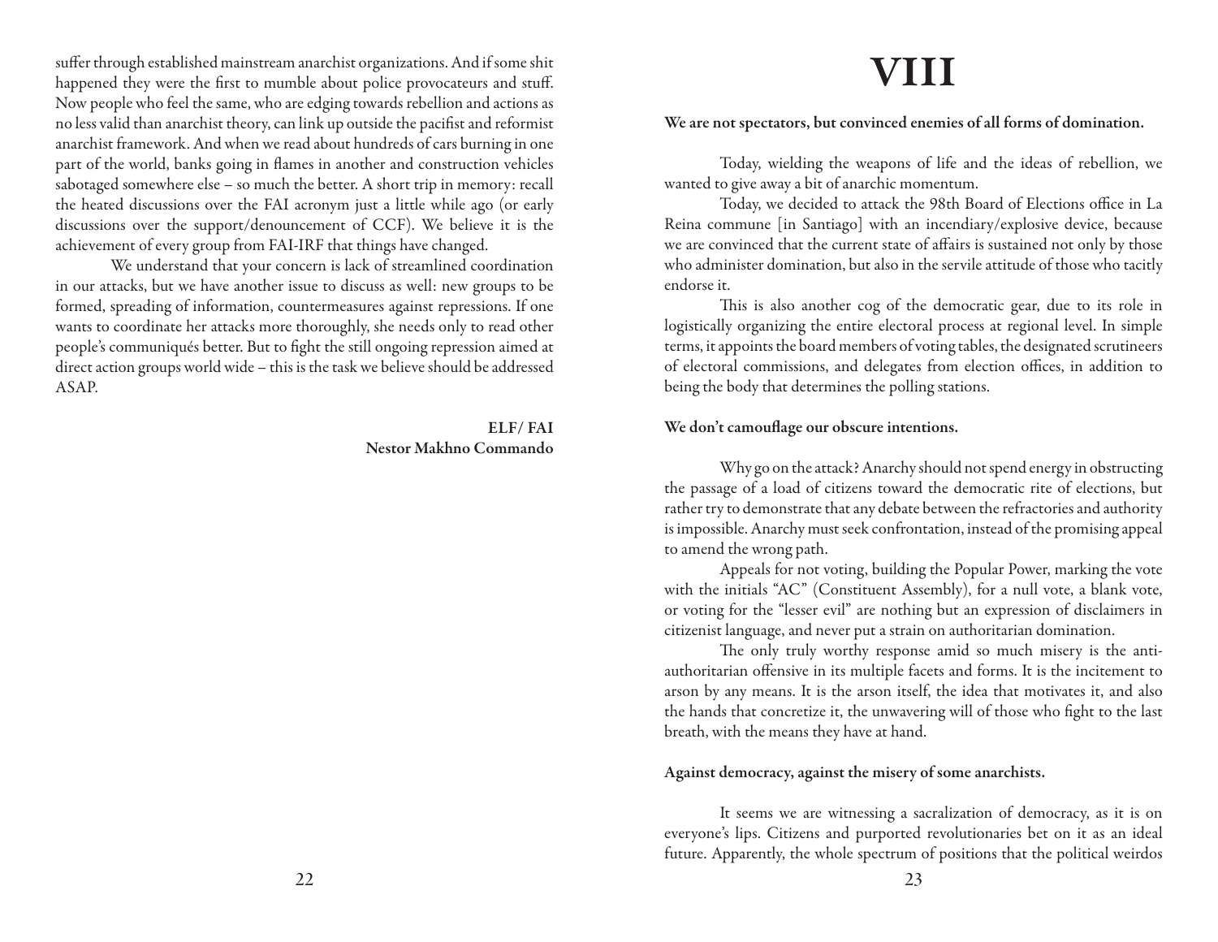suffer through established mainstream anarchist organizations. And if some shit happened they were the first to mumble about police provocateurs and stuff. Now people who feel the same, who are edging towards rebellion and actions as no less valid than anarchist theory, can link up outside the pacifist and reformist anarchist framework. And when we read about hundreds of cars burning in one part of the world, banks going in flames in another and construction vehicles sabotaged somewhere else – so much the better. A short trip in memory: recall the heated discussions over the FAI acronym just a little while ago (or early discussions over the support/denouncement of CCF). We believe it is the achievement of every group from FAI-IRF that things have changed.

We understand that your concern is lack of streamlined coordination in our attacks, but we have another issue to discuss as well: new groups to be formed, spreading of information, countermeasures against repressions. If one wants to coordinate her attacks more thoroughly, she needs only to read other people's communiqués better. But to fight the still ongoing repression aimed at direct action groups world wide – this is the task we believe should be addressed ASAP.

**ELF/ FAI**
**Nestor Makhno Commando**

# VIII

**We are not spectators, but convinced enemies of all forms of domination.**

Today, wielding the weapons of life and the ideas of rebellion, we wanted to give away a bit of anarchic momentum.

Today, we decided to attack the 98th Board of Elections office in La Reina commune [in Santiago] with an incendiary/explosive device, because we are convinced that the current state of affairs is sustained not only by those who administer domination, but also in the servile attitude of those who tacitly endorse it.

This is also another cog of the democratic gear, due to its role in logistically organizing the entire electoral process at regional level. In simple terms, it appoints the board members of voting tables, the designated scrutineers of electoral commissions, and delegates from election offices, in addition to being the body that determines the polling stations.

**We don't camouflage our obscure intentions.**

Why go on the attack? Anarchy should not spend energy in obstructing the passage of a load of citizens toward the democratic rite of elections, but rather try to demonstrate that any debate between the refractories and authority is impossible. Anarchy must seek confrontation, instead of the promising appeal to amend the wrong path.

Appeals for not voting, building the Popular Power, marking the vote with the initials "AC" (Constituent Assembly), for a null vote, a blank vote, or voting for the "lesser evil" are nothing but an expression of disclaimers in citizenist language, and never put a strain on authoritarian domination.

The only truly worthy response amid so much misery is the anti-authoritarian offensive in its multiple facets and forms. It is the incitement to arson by any means. It is the arson itself, the idea that motivates it, and also the hands that concretize it, the unwavering will of those who fight to the last breath, with the means they have at hand.

**Against democracy, against the misery of some anarchists.**

It seems we are witnessing a sacralization of democracy, as it is on everyone's lips. Citizens and purported revolutionaries bet on it as an ideal future. Apparently, the whole spectrum of positions that the political weirdos